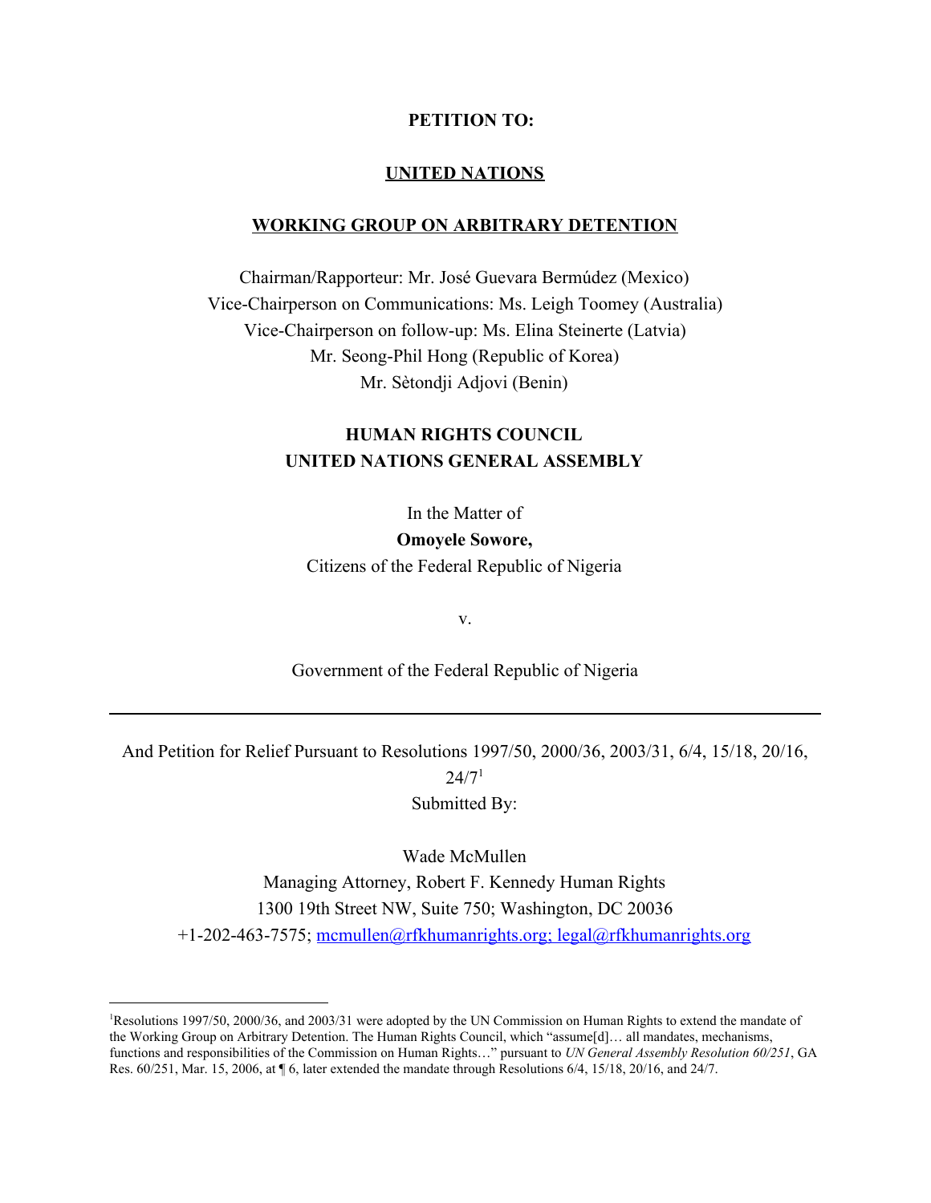**PETITION TO:**

**UNITED NATIONS**

**WORKING GROUP ON ARBITRARY DETENTION**

Chairman/Rapporteur: Mr. José Guevara Bermúdez (Mexico)
Vice-Chairperson on Communications: Ms. Leigh Toomey (Australia)
Vice-Chairperson on follow-up: Ms. Elina Steinerte (Latvia)
Mr. Seong-Phil Hong (Republic of Korea)
Mr. Sètondji Adjovi (Benin)

**HUMAN RIGHTS COUNCIL**
**UNITED NATIONS GENERAL ASSEMBLY**

In the Matter of
**Omoyele Sowore,**
Citizens of the Federal Republic of Nigeria

v.

Government of the Federal Republic of Nigeria

---

And Petition for Relief Pursuant to Resolutions 1997/50, 2000/36, 2003/31, 6/4, 15/18, 20/16, 24/7[1]

Submitted By:

Wade McMullen
Managing Attorney, Robert F. Kennedy Human Rights
1300 19th Street NW, Suite 750; Washington, DC 20036
+1-202-463-7575; mcmullen@rfkhumanrights.org; legal@rfkhumanrights.org

---

[1]Resolutions 1997/50, 2000/36, and 2003/31 were adopted by the UN Commission on Human Rights to extend the mandate of the Working Group on Arbitrary Detention. The Human Rights Council, which "assume[d]… all mandates, mechanisms, functions and responsibilities of the Commission on Human Rights…" pursuant to *UN General Assembly Resolution 60/251*, GA Res. 60/251, Mar. 15, 2006, at ¶ 6, later extended the mandate through Resolutions 6/4, 15/18, 20/16, and 24/7.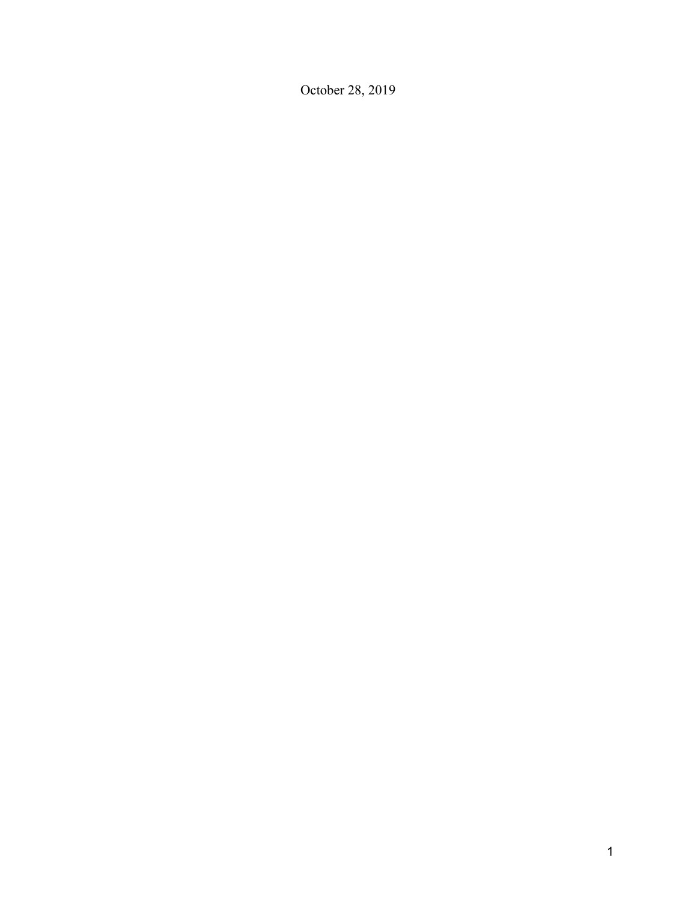October 28, 2019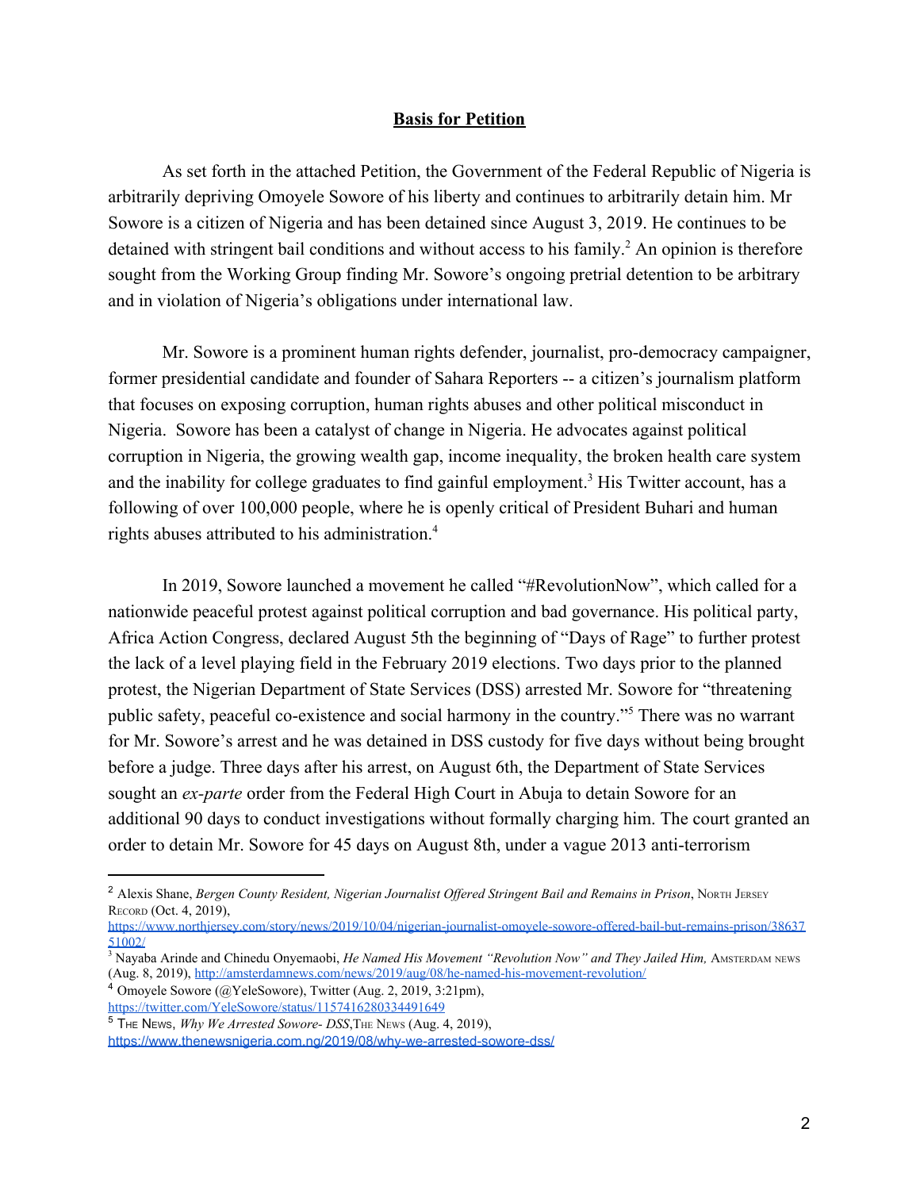## **Basis for Petition**

As set forth in the attached Petition, the Government of the Federal Republic of Nigeria is arbitrarily depriving Omoyele Sowore of his liberty and continues to arbitrarily detain him. Mr Sowore is a citizen of Nigeria and has been detained since August 3, 2019. He continues to be detained with stringent bail conditions and without access to his family.[2] An opinion is therefore sought from the Working Group finding Mr. Sowore's ongoing pretrial detention to be arbitrary and in violation of Nigeria's obligations under international law.

Mr. Sowore is a prominent human rights defender, journalist, pro-democracy campaigner, former presidential candidate and founder of Sahara Reporters -- a citizen's journalism platform that focuses on exposing corruption, human rights abuses and other political misconduct in Nigeria. Sowore has been a catalyst of change in Nigeria. He advocates against political corruption in Nigeria, the growing wealth gap, income inequality, the broken health care system and the inability for college graduates to find gainful employment.[3] His Twitter account, has a following of over 100,000 people, where he is openly critical of President Buhari and human rights abuses attributed to his administration.[4]

In 2019, Sowore launched a movement he called "#RevolutionNow", which called for a nationwide peaceful protest against political corruption and bad governance. His political party, Africa Action Congress, declared August 5th the beginning of "Days of Rage" to further protest the lack of a level playing field in the February 2019 elections. Two days prior to the planned protest, the Nigerian Department of State Services (DSS) arrested Mr. Sowore for "threatening public safety, peaceful co-existence and social harmony in the country."[5] There was no warrant for Mr. Sowore's arrest and he was detained in DSS custody for five days without being brought before a judge. Three days after his arrest, on August 6th, the Department of State Services sought an *ex-parte* order from the Federal High Court in Abuja to detain Sowore for an additional 90 days to conduct investigations without formally charging him. The court granted an order to detain Mr. Sowore for 45 days on August 8th, under a vague 2013 anti-terrorism

---

[2] Alexis Shane, *Bergen County Resident, Nigerian Journalist Offered Stringent Bail and Remains in Prison*, North Jersey Record (Oct. 4, 2019), https://www.northjersey.com/story/news/2019/10/04/nigerian-journalist-omoyele-sowore-offered-bail-but-remains-prison/3863751002/

[3] Nayaba Arinde and Chinedu Onyemaobi, *He Named His Movement "Revolution Now" and They Jailed Him,* Amsterdam News (Aug. 8, 2019), http://amsterdamnews.com/news/2019/aug/08/he-named-his-movement-revolution/

[4] Omoyele Sowore (@YeleSowore), Twitter (Aug. 2, 2019, 3:21pm), https://twitter.com/YeleSowore/status/1157416280334491649

[5] The News, *Why We Arrested Sowore- DSS*, The News (Aug. 4, 2019), https://www.thenewsnigeria.com.ng/2019/08/why-we-arrested-sowore-dss/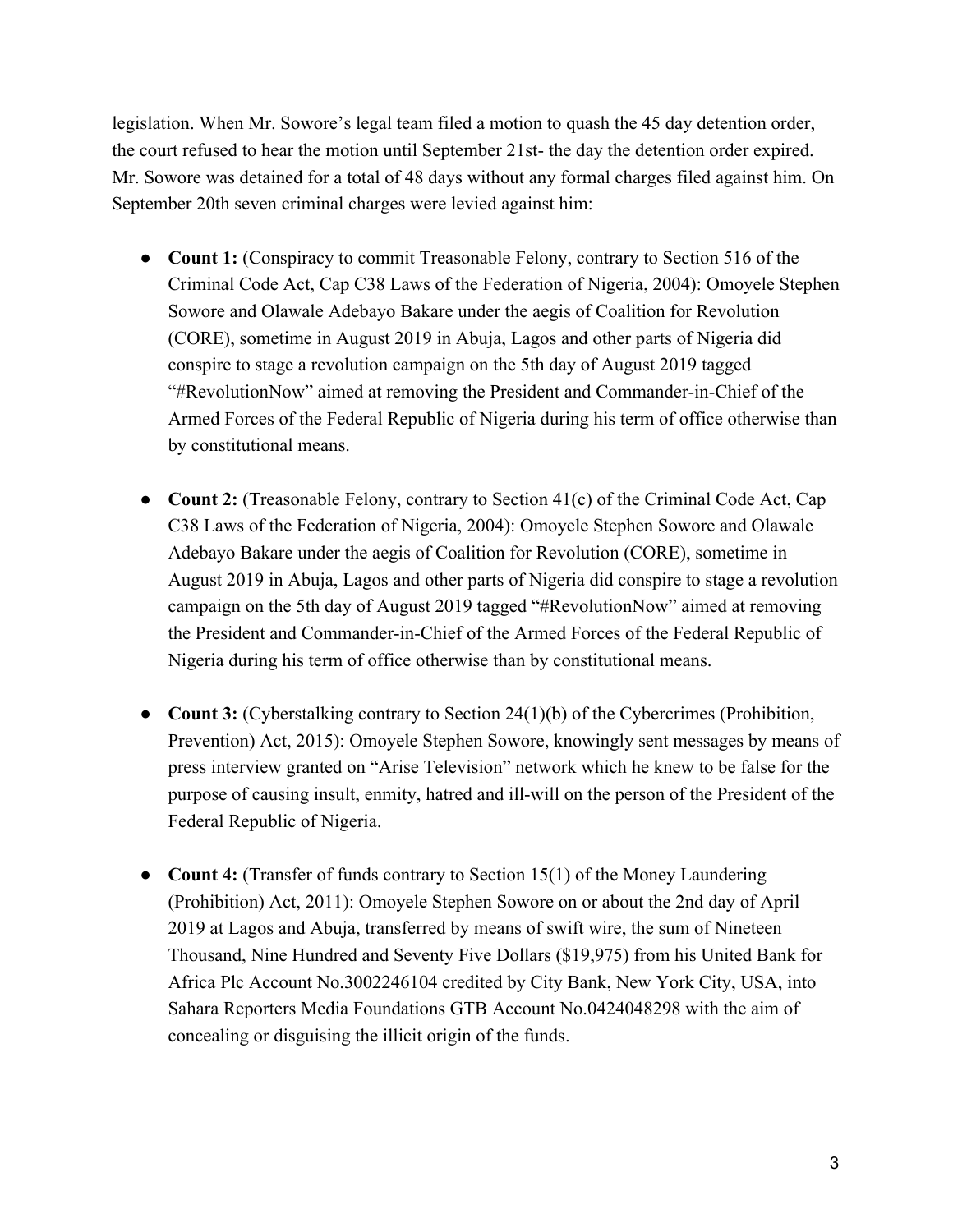legislation. When Mr. Sowore's legal team filed a motion to quash the 45 day detention order, the court refused to hear the motion until September 21st- the day the detention order expired. Mr. Sowore was detained for a total of 48 days without any formal charges filed against him. On September 20th seven criminal charges were levied against him:

- **Count 1:** (Conspiracy to commit Treasonable Felony, contrary to Section 516 of the Criminal Code Act, Cap C38 Laws of the Federation of Nigeria, 2004): Omoyele Stephen Sowore and Olawale Adebayo Bakare under the aegis of Coalition for Revolution (CORE), sometime in August 2019 in Abuja, Lagos and other parts of Nigeria did conspire to stage a revolution campaign on the 5th day of August 2019 tagged "#RevolutionNow" aimed at removing the President and Commander-in-Chief of the Armed Forces of the Federal Republic of Nigeria during his term of office otherwise than by constitutional means.

- **Count 2:** (Treasonable Felony, contrary to Section 41(c) of the Criminal Code Act, Cap C38 Laws of the Federation of Nigeria, 2004): Omoyele Stephen Sowore and Olawale Adebayo Bakare under the aegis of Coalition for Revolution (CORE), sometime in August 2019 in Abuja, Lagos and other parts of Nigeria did conspire to stage a revolution campaign on the 5th day of August 2019 tagged "#RevolutionNow" aimed at removing the President and Commander-in-Chief of the Armed Forces of the Federal Republic of Nigeria during his term of office otherwise than by constitutional means.

- **Count 3:** (Cyberstalking contrary to Section 24(1)(b) of the Cybercrimes (Prohibition, Prevention) Act, 2015): Omoyele Stephen Sowore, knowingly sent messages by means of press interview granted on "Arise Television" network which he knew to be false for the purpose of causing insult, enmity, hatred and ill-will on the person of the President of the Federal Republic of Nigeria.

- **Count 4:** (Transfer of funds contrary to Section 15(1) of the Money Laundering (Prohibition) Act, 2011): Omoyele Stephen Sowore on or about the 2nd day of April 2019 at Lagos and Abuja, transferred by means of swift wire, the sum of Nineteen Thousand, Nine Hundred and Seventy Five Dollars ($19,975) from his United Bank for Africa Plc Account No.3002246104 credited by City Bank, New York City, USA, into Sahara Reporters Media Foundations GTB Account No.0424048298 with the aim of concealing or disguising the illicit origin of the funds.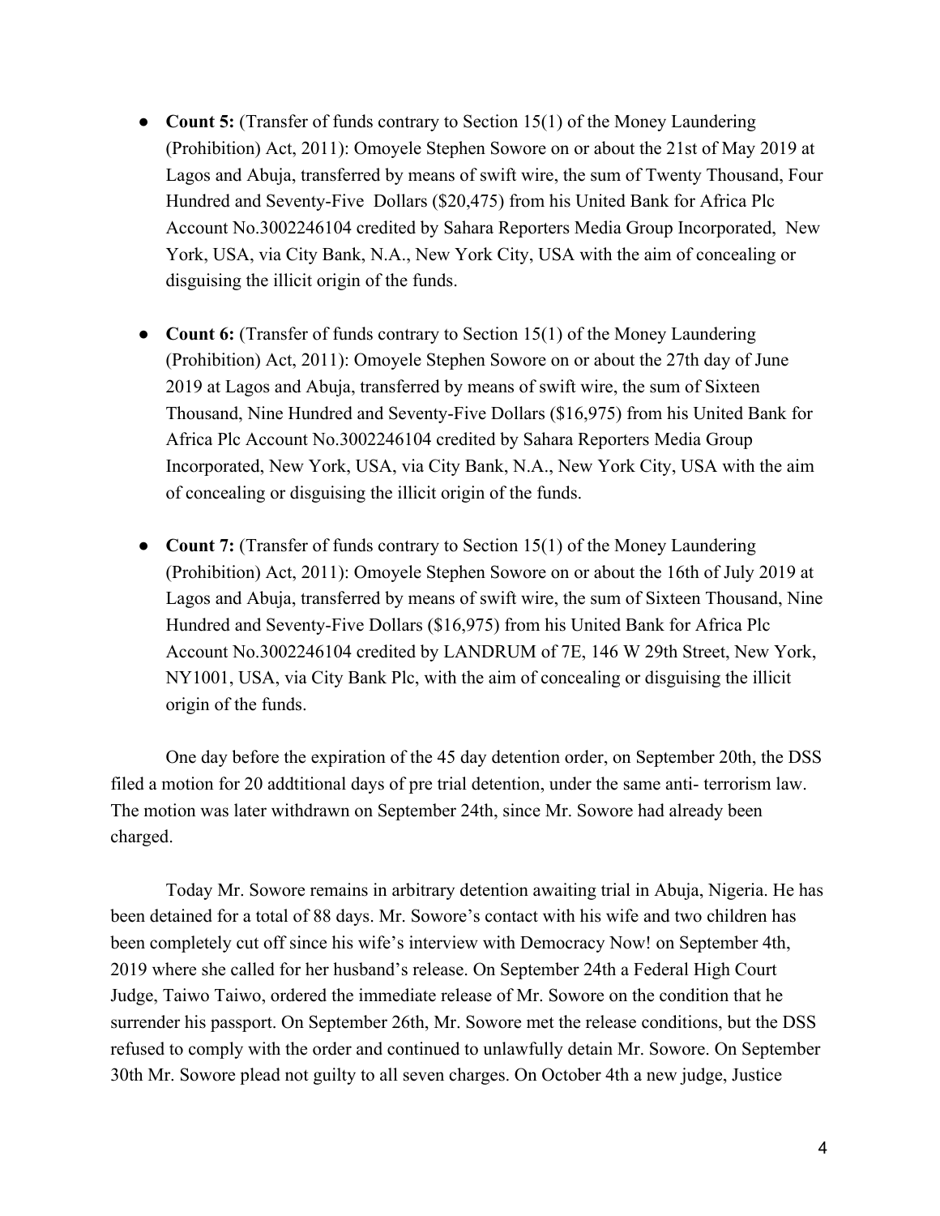- **Count 5:** (Transfer of funds contrary to Section 15(1) of the Money Laundering (Prohibition) Act, 2011): Omoyele Stephen Sowore on or about the 21st of May 2019 at Lagos and Abuja, transferred by means of swift wire, the sum of Twenty Thousand, Four Hundred and Seventy-Five Dollars ($20,475) from his United Bank for Africa Plc Account No.3002246104 credited by Sahara Reporters Media Group Incorporated, New York, USA, via City Bank, N.A., New York City, USA with the aim of concealing or disguising the illicit origin of the funds.

- **Count 6:** (Transfer of funds contrary to Section 15(1) of the Money Laundering (Prohibition) Act, 2011): Omoyele Stephen Sowore on or about the 27th day of June 2019 at Lagos and Abuja, transferred by means of swift wire, the sum of Sixteen Thousand, Nine Hundred and Seventy-Five Dollars ($16,975) from his United Bank for Africa Plc Account No.3002246104 credited by Sahara Reporters Media Group Incorporated, New York, USA, via City Bank, N.A., New York City, USA with the aim of concealing or disguising the illicit origin of the funds.

- **Count 7:** (Transfer of funds contrary to Section 15(1) of the Money Laundering (Prohibition) Act, 2011): Omoyele Stephen Sowore on or about the 16th of July 2019 at Lagos and Abuja, transferred by means of swift wire, the sum of Sixteen Thousand, Nine Hundred and Seventy-Five Dollars ($16,975) from his United Bank for Africa Plc Account No.3002246104 credited by LANDRUM of 7E, 146 W 29th Street, New York, NY1001, USA, via City Bank Plc, with the aim of concealing or disguising the illicit origin of the funds.

One day before the expiration of the 45 day detention order, on September 20th, the DSS filed a motion for 20 addtitional days of pre trial detention, under the same anti- terrorism law. The motion was later withdrawn on September 24th, since Mr. Sowore had already been charged.

Today Mr. Sowore remains in arbitrary detention awaiting trial in Abuja, Nigeria. He has been detained for a total of 88 days. Mr. Sowore's contact with his wife and two children has been completely cut off since his wife's interview with Democracy Now! on September 4th, 2019 where she called for her husband's release. On September 24th a Federal High Court Judge, Taiwo Taiwo, ordered the immediate release of Mr. Sowore on the condition that he surrender his passport. On September 26th, Mr. Sowore met the release conditions, but the DSS refused to comply with the order and continued to unlawfully detain Mr. Sowore. On September 30th Mr. Sowore plead not guilty to all seven charges. On October 4th a new judge, Justice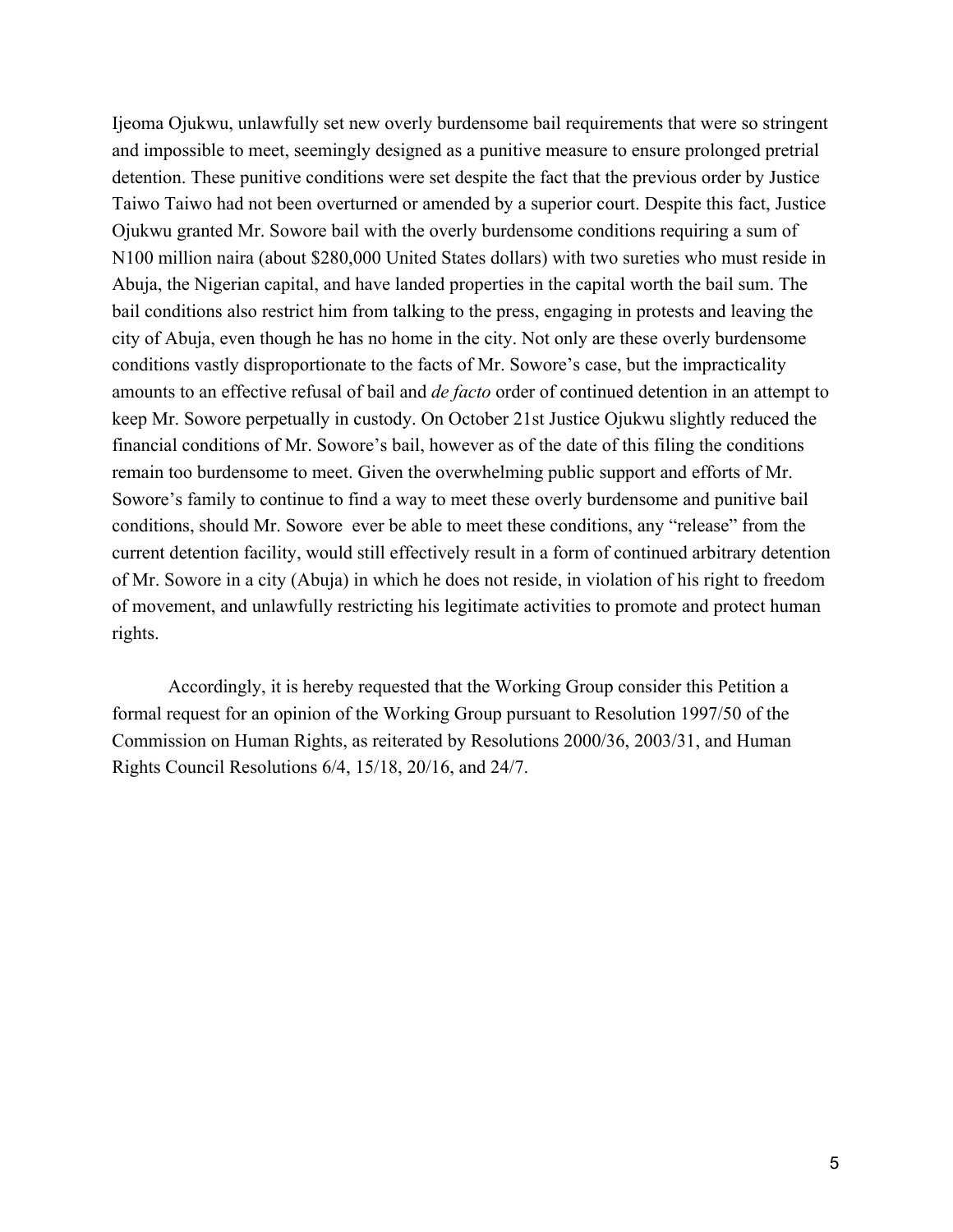Ijeoma Ojukwu, unlawfully set new overly burdensome bail requirements that were so stringent and impossible to meet, seemingly designed as a punitive measure to ensure prolonged pretrial detention. These punitive conditions were set despite the fact that the previous order by Justice Taiwo Taiwo had not been overturned or amended by a superior court. Despite this fact, Justice Ojukwu granted Mr. Sowore bail with the overly burdensome conditions requiring a sum of N100 million naira (about $280,000 United States dollars) with two sureties who must reside in Abuja, the Nigerian capital, and have landed properties in the capital worth the bail sum. The bail conditions also restrict him from talking to the press, engaging in protests and leaving the city of Abuja, even though he has no home in the city. Not only are these overly burdensome conditions vastly disproportionate to the facts of Mr. Sowore's case, but the impracticality amounts to an effective refusal of bail and *de facto* order of continued detention in an attempt to keep Mr. Sowore perpetually in custody. On October 21st Justice Ojukwu slightly reduced the financial conditions of Mr. Sowore's bail, however as of the date of this filing the conditions remain too burdensome to meet. Given the overwhelming public support and efforts of Mr. Sowore's family to continue to find a way to meet these overly burdensome and punitive bail conditions, should Mr. Sowore ever be able to meet these conditions, any "release" from the current detention facility, would still effectively result in a form of continued arbitrary detention of Mr. Sowore in a city (Abuja) in which he does not reside, in violation of his right to freedom of movement, and unlawfully restricting his legitimate activities to promote and protect human rights.

Accordingly, it is hereby requested that the Working Group consider this Petition a formal request for an opinion of the Working Group pursuant to Resolution 1997/50 of the Commission on Human Rights, as reiterated by Resolutions 2000/36, 2003/31, and Human Rights Council Resolutions 6/4, 15/18, 20/16, and 24/7.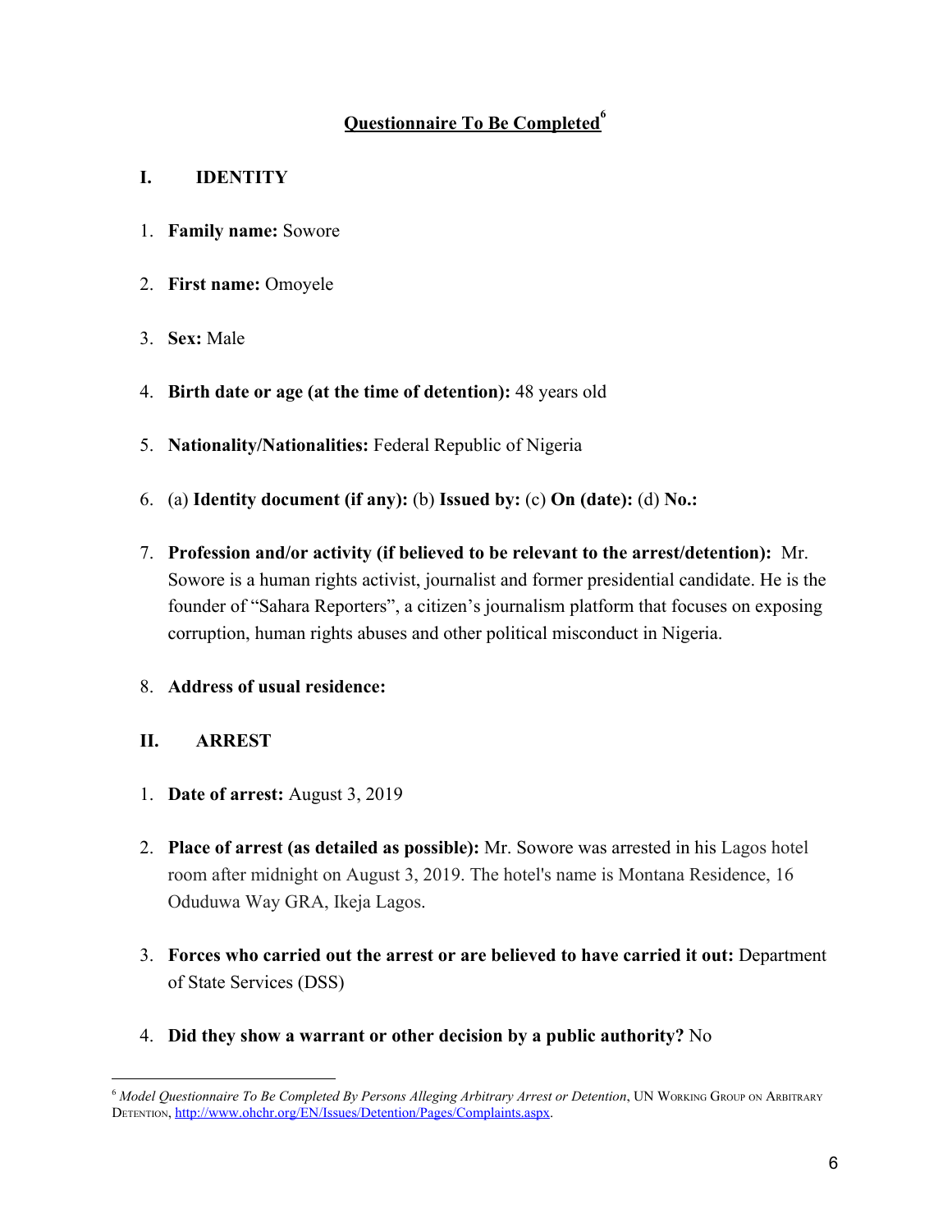## Questionnaire To Be Completed[6]

### I. IDENTITY

1. **Family name:** Sowore
2. **First name:** Omoyele
3. **Sex:** Male
4. **Birth date or age (at the time of detention):** 48 years old
5. **Nationality/Nationalities:** Federal Republic of Nigeria
6. (a) **Identity document (if any):** (b) **Issued by:** (c) **On (date):** (d) **No.:**
7. **Profession and/or activity (if believed to be relevant to the arrest/detention):** Mr. Sowore is a human rights activist, journalist and former presidential candidate. He is the founder of "Sahara Reporters", a citizen's journalism platform that focuses on exposing corruption, human rights abuses and other political misconduct in Nigeria.
8. **Address of usual residence:**

### II. ARREST

1. **Date of arrest:** August 3, 2019
2. **Place of arrest (as detailed as possible):** Mr. Sowore was arrested in his Lagos hotel room after midnight on August 3, 2019. The hotel's name is Montana Residence, 16 Oduduwa Way GRA, Ikeja Lagos.
3. **Forces who carried out the arrest or are believed to have carried it out:** Department of State Services (DSS)
4. **Did they show a warrant or other decision by a public authority?** No

---

[6] *Model Questionnaire To Be Completed By Persons Alleging Arbitrary Arrest or Detention*, UN Working Group on Arbitrary Detention, http://www.ohchr.org/EN/Issues/Detention/Pages/Complaints.aspx.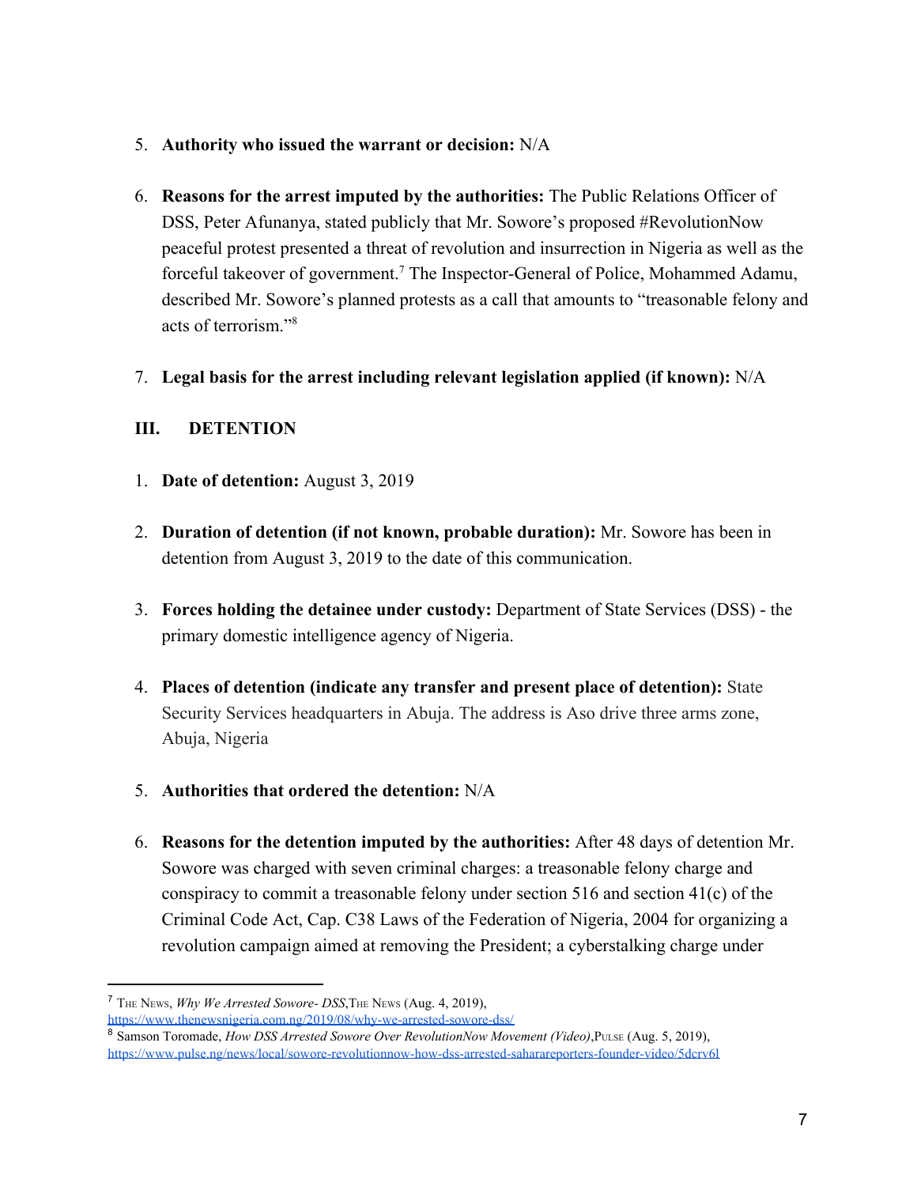5. **Authority who issued the warrant or decision:** N/A

6. **Reasons for the arrest imputed by the authorities:** The Public Relations Officer of DSS, Peter Afunanya, stated publicly that Mr. Sowore's proposed #RevolutionNow peaceful protest presented a threat of revolution and insurrection in Nigeria as well as the forceful takeover of government.[7] The Inspector-General of Police, Mohammed Adamu, described Mr. Sowore's planned protests as a call that amounts to "treasonable felony and acts of terrorism."[8]

7. **Legal basis for the arrest including relevant legislation applied (if known):** N/A

## III. DETENTION

1. **Date of detention:** August 3, 2019

2. **Duration of detention (if not known, probable duration):** Mr. Sowore has been in detention from August 3, 2019 to the date of this communication.

3. **Forces holding the detainee under custody:** Department of State Services (DSS) - the primary domestic intelligence agency of Nigeria.

4. **Places of detention (indicate any transfer and present place of detention):** State Security Services headquarters in Abuja. The address is Aso drive three arms zone, Abuja, Nigeria

5. **Authorities that ordered the detention:** N/A

6. **Reasons for the detention imputed by the authorities:** After 48 days of detention Mr. Sowore was charged with seven criminal charges: a treasonable felony charge and conspiracy to commit a treasonable felony under section 516 and section 41(c) of the Criminal Code Act, Cap. C38 Laws of the Federation of Nigeria, 2004 for organizing a revolution campaign aimed at removing the President; a cyberstalking charge under

---

[7] The News, *Why We Arrested Sowore- DSS*, The News (Aug. 4, 2019), https://www.thenewsnigeria.com.ng/2019/08/why-we-arrested-sowore-dss/

[8] Samson Toromade, *How DSS Arrested Sowore Over RevolutionNow Movement (Video)*, Pulse (Aug. 5, 2019), https://www.pulse.ng/news/local/sowore-revolutionnow-how-dss-arrested-saharareporters-founder-video/5dcrv6l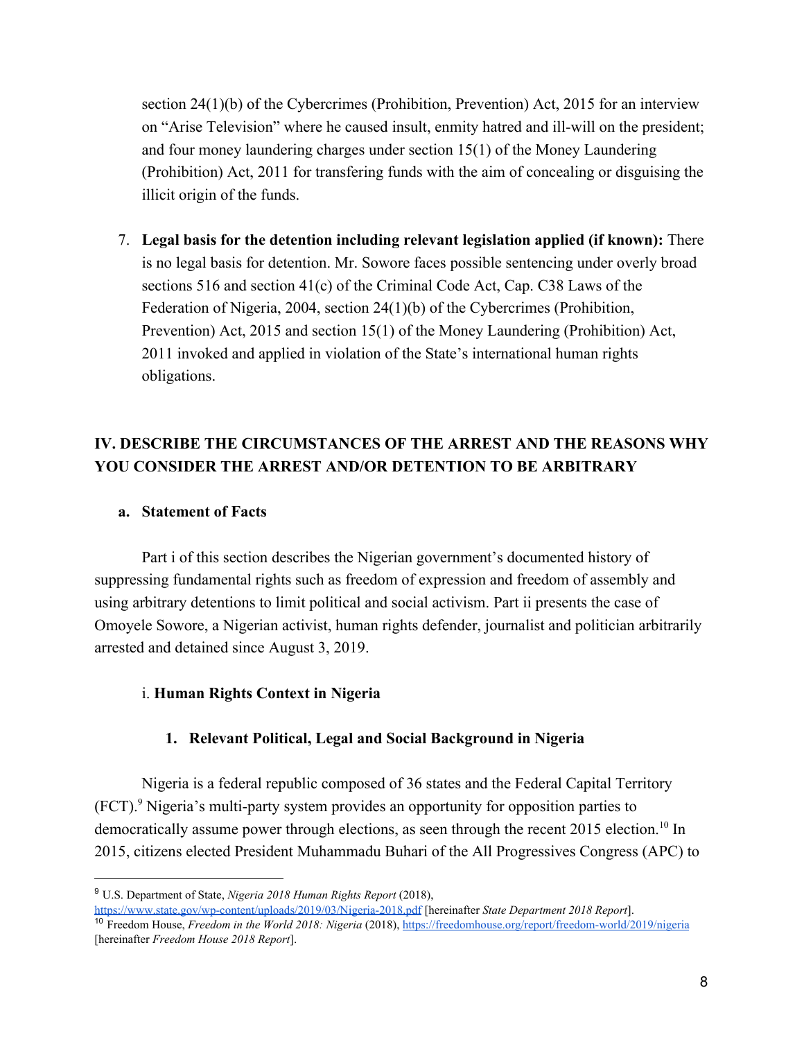section 24(1)(b) of the Cybercrimes (Prohibition, Prevention) Act, 2015 for an interview on "Arise Television" where he caused insult, enmity hatred and ill-will on the president; and four money laundering charges under section 15(1) of the Money Laundering (Prohibition) Act, 2011 for transfering funds with the aim of concealing or disguising the illicit origin of the funds.

7. **Legal basis for the detention including relevant legislation applied (if known):** There is no legal basis for detention. Mr. Sowore faces possible sentencing under overly broad sections 516 and section 41(c) of the Criminal Code Act, Cap. C38 Laws of the Federation of Nigeria, 2004, section 24(1)(b) of the Cybercrimes (Prohibition, Prevention) Act, 2015 and section 15(1) of the Money Laundering (Prohibition) Act, 2011 invoked and applied in violation of the State's international human rights obligations.

## IV. DESCRIBE THE CIRCUMSTANCES OF THE ARREST AND THE REASONS WHY YOU CONSIDER THE ARREST AND/OR DETENTION TO BE ARBITRARY

### a. Statement of Facts

Part i of this section describes the Nigerian government's documented history of suppressing fundamental rights such as freedom of expression and freedom of assembly and using arbitrary detentions to limit political and social activism. Part ii presents the case of Omoyele Sowore, a Nigerian activist, human rights defender, journalist and politician arbitrarily arrested and detained since August 3, 2019.

#### i. Human Rights Context in Nigeria

##### 1. Relevant Political, Legal and Social Background in Nigeria

Nigeria is a federal republic composed of 36 states and the Federal Capital Territory (FCT).[9] Nigeria's multi-party system provides an opportunity for opposition parties to democratically assume power through elections, as seen through the recent 2015 election.[10] In 2015, citizens elected President Muhammadu Buhari of the All Progressives Congress (APC) to

---

[9] U.S. Department of State, *Nigeria 2018 Human Rights Report* (2018), https://www.state.gov/wp-content/uploads/2019/03/Nigeria-2018.pdf [hereinafter *State Department 2018 Report*].

[10] Freedom House, *Freedom in the World 2018: Nigeria* (2018), https://freedomhouse.org/report/freedom-world/2019/nigeria [hereinafter *Freedom House 2018 Report*].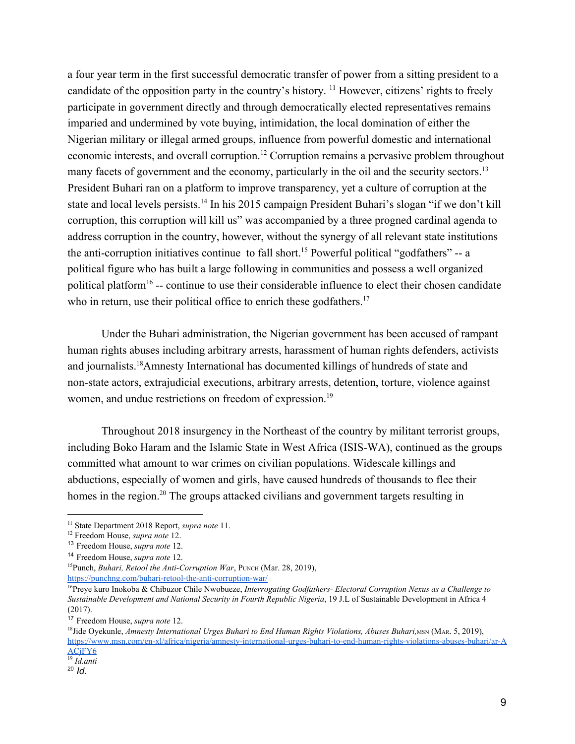a four year term in the first successful democratic transfer of power from a sitting president to a candidate of the opposition party in the country's history. [11] However, citizens' rights to freely participate in government directly and through democratically elected representatives remains imparied and undermined by vote buying, intimidation, the local domination of either the Nigerian military or illegal armed groups, influence from powerful domestic and international economic interests, and overall corruption.[12] Corruption remains a pervasive problem throughout many facets of government and the economy, particularly in the oil and the security sectors.[13] President Buhari ran on a platform to improve transparency, yet a culture of corruption at the state and local levels persists.[14] In his 2015 campaign President Buhari's slogan "if we don't kill corruption, this corruption will kill us" was accompanied by a three progned cardinal agenda to address corruption in the country, however, without the synergy of all relevant state institutions the anti-corruption initiatives continue to fall short.[15] Powerful political "godfathers" -- a political figure who has built a large following in communities and possess a well organized political platform[16] -- continue to use their considerable influence to elect their chosen candidate who in return, use their political office to enrich these godfathers.[17]

Under the Buhari administration, the Nigerian government has been accused of rampant human rights abuses including arbitrary arrests, harassment of human rights defenders, activists and journalists.[18]Amnesty International has documented killings of hundreds of state and non-state actors, extrajudicial executions, arbitrary arrests, detention, torture, violence against women, and undue restrictions on freedom of expression.[19]

Throughout 2018 insurgency in the Northeast of the country by militant terrorist groups, including Boko Haram and the Islamic State in West Africa (ISIS-WA), continued as the groups committed what amount to war crimes on civilian populations. Widescale killings and abductions, especially of women and girls, have caused hundreds of thousands to flee their homes in the region.[20] The groups attacked civilians and government targets resulting in

---

[11] State Department 2018 Report, *supra note* 11.

[12] Freedom House, *supra note* 12.

[13] Freedom House, *supra note* 12.

[14] Freedom House, *supra note* 12.

[15] Punch, *Buhari, Retool the Anti-Corruption War*, PUNCH (Mar. 28, 2019), https://punchng.com/buhari-retool-the-anti-corruption-war/

[16] Preye kuro Inokoba & Chibuzor Chile Nwobueze, *Interrogating Godfathers- Electoral Corruption Nexus as a Challenge to Sustainable Development and National Security in Fourth Republic Nigeria*, 19 J.L of Sustainable Development in Africa 4 (2017).

[17] Freedom House, *supra note* 12.

[18] Jide Oyekunle, *Amnesty International Urges Buhari to End Human Rights Violations, Abuses Buhari,* MSN (MAR. 5, 2019), https://www.msn.com/en-xl/africa/nigeria/amnesty-international-urges-buhari-to-end-human-rights-violations-abuses-buhari/ar-AACjFY6

[19] *Id.anti*

[20] *Id.*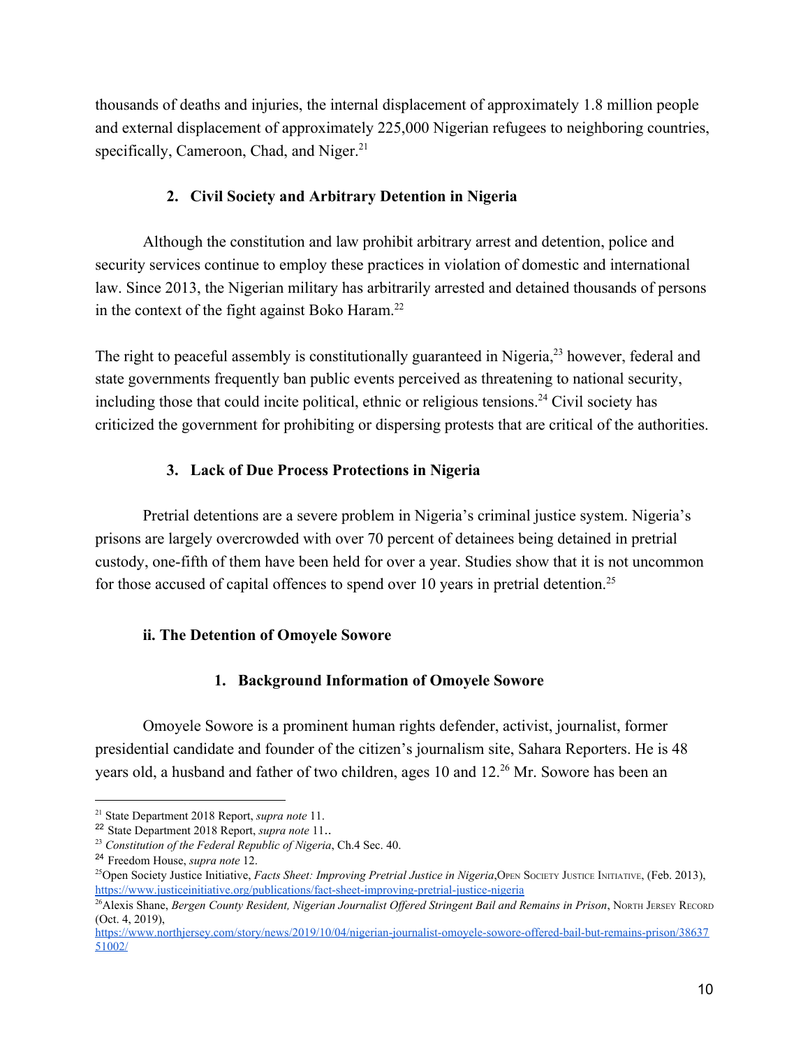thousands of deaths and injuries, the internal displacement of approximately 1.8 million people and external displacement of approximately 225,000 Nigerian refugees to neighboring countries, specifically, Cameroon, Chad, and Niger.[21]

### 2. Civil Society and Arbitrary Detention in Nigeria

Although the constitution and law prohibit arbitrary arrest and detention, police and security services continue to employ these practices in violation of domestic and international law. Since 2013, the Nigerian military has arbitrarily arrested and detained thousands of persons in the context of the fight against Boko Haram.[22]

The right to peaceful assembly is constitutionally guaranteed in Nigeria,[23] however, federal and state governments frequently ban public events perceived as threatening to national security, including those that could incite political, ethnic or religious tensions.[24] Civil society has criticized the government for prohibiting or dispersing protests that are critical of the authorities.

### 3. Lack of Due Process Protections in Nigeria

Pretrial detentions are a severe problem in Nigeria's criminal justice system. Nigeria's prisons are largely overcrowded with over 70 percent of detainees being detained in pretrial custody, one-fifth of them have been held for over a year. Studies show that it is not uncommon for those accused of capital offences to spend over 10 years in pretrial detention.[25]

## ii. The Detention of Omoyele Sowore

### 1. Background Information of Omoyele Sowore

Omoyele Sowore is a prominent human rights defender, activist, journalist, former presidential candidate and founder of the citizen's journalism site, Sahara Reporters. He is 48 years old, a husband and father of two children, ages 10 and 12.[26] Mr. Sowore has been an

---

[21] State Department 2018 Report, *supra note* 11.

[22] State Department 2018 Report, *supra note* 11..

[23] *Constitution of the Federal Republic of Nigeria*, Ch.4 Sec. 40.

[24] Freedom House, *supra note* 12.

[25] Open Society Justice Initiative, *Facts Sheet: Improving Pretrial Justice in Nigeria*, Open Society Justice Initiative, (Feb. 2013), https://www.justiceinitiative.org/publications/fact-sheet-improving-pretrial-justice-nigeria

[26] Alexis Shane, *Bergen County Resident, Nigerian Journalist Offered Stringent Bail and Remains in Prison*, North Jersey Record (Oct. 4, 2019), https://www.northjersey.com/story/news/2019/10/04/nigerian-journalist-omoyele-sowore-offered-bail-but-remains-prison/3863751002/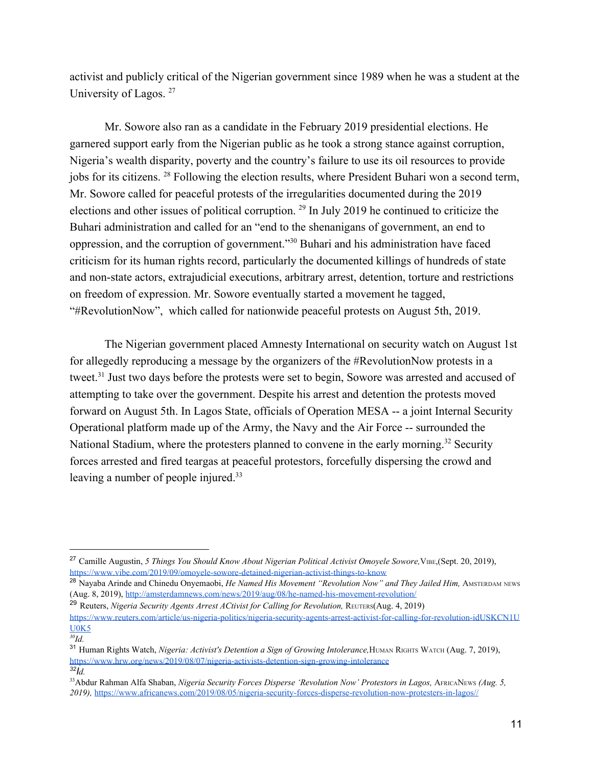activist and publicly critical of the Nigerian government since 1989 when he was a student at the University of Lagos. [27]

Mr. Sowore also ran as a candidate in the February 2019 presidential elections. He garnered support early from the Nigerian public as he took a strong stance against corruption, Nigeria's wealth disparity, poverty and the country's failure to use its oil resources to provide jobs for its citizens. [28] Following the election results, where President Buhari won a second term, Mr. Sowore called for peaceful protests of the irregularities documented during the 2019 elections and other issues of political corruption. [29] In July 2019 he continued to criticize the Buhari administration and called for an "end to the shenanigans of government, an end to oppression, and the corruption of government."[30] Buhari and his administration have faced criticism for its human rights record, particularly the documented killings of hundreds of state and non-state actors, extrajudicial executions, arbitrary arrest, detention, torture and restrictions on freedom of expression. Mr. Sowore eventually started a movement he tagged, "#RevolutionNow", which called for nationwide peaceful protests on August 5th, 2019.

The Nigerian government placed Amnesty International on security watch on August 1st for allegedly reproducing a message by the organizers of the #RevolutionNow protests in a tweet.[31] Just two days before the protests were set to begin, Sowore was arrested and accused of attempting to take over the government. Despite his arrest and detention the protests moved forward on August 5th. In Lagos State, officials of Operation MESA -- a joint Internal Security Operational platform made up of the Army, the Navy and the Air Force -- surrounded the National Stadium, where the protesters planned to convene in the early morning.[32] Security forces arrested and fired teargas at peaceful protestors, forcefully dispersing the crowd and leaving a number of people injured.[33]

---

[27] Camille Augustin, *5 Things You Should Know About Nigerian Political Activist Omoyele Sowore,* VIBE,(Sept. 20, 2019), https://www.vibe.com/2019/09/omoyele-sowore-detained-nigerian-activist-things-to-know

[28] Nayaba Arinde and Chinedu Onyemaobi, *He Named His Movement "Revolution Now" and They Jailed Him,* AMSTERDAM NEWS (Aug. 8, 2019), http://amsterdamnews.com/news/2019/aug/08/he-named-his-movement-revolution/

[29] Reuters, *Nigeria Security Agents Arrest ACtivist for Calling for Revolution,* REUTERS(Aug. 4, 2019) https://www.reuters.com/article/us-nigeria-politics/nigeria-security-agents-arrest-activist-for-calling-for-revolution-idUSKCN1UU0K5

[30] *Id.*

[31] Human Rights Watch, *Nigeria: Activist's Detention a Sign of Growing Intolerance,* HUMAN RIGHTS WATCH (Aug. 7, 2019), https://www.hrw.org/news/2019/08/07/nigeria-activists-detention-sign-growing-intolerance

[32] *Id.*

[33] Abdur Rahman Alfa Shaban, *Nigeria Security Forces Disperse 'Revolution Now' Protestors in Lagos,* AFRICANEWS *(Aug. 5, 2019),* https://www.africanews.com/2019/08/05/nigeria-security-forces-disperse-revolution-now-protesters-in-lagos//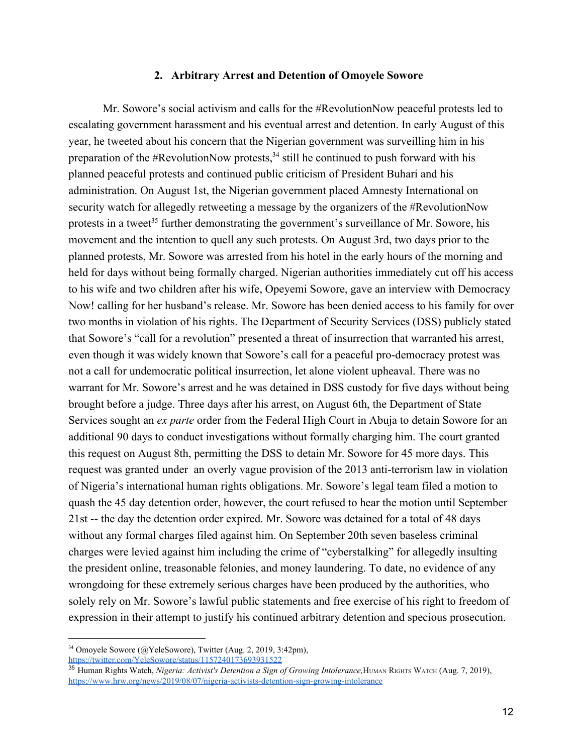### 2. Arbitrary Arrest and Detention of Omoyele Sowore

Mr. Sowore's social activism and calls for the #RevolutionNow peaceful protests led to escalating government harassment and his eventual arrest and detention. In early August of this year, he tweeted about his concern that the Nigerian government was surveilling him in his preparation of the #RevolutionNow protests,[34] still he continued to push forward with his planned peaceful protests and continued public criticism of President Buhari and his administration. On August 1st, the Nigerian government placed Amnesty International on security watch for allegedly retweeting a message by the organizers of the #RevolutionNow protests in a tweet[35] further demonstrating the government's surveillance of Mr. Sowore, his movement and the intention to quell any such protests. On August 3rd, two days prior to the planned protests, Mr. Sowore was arrested from his hotel in the early hours of the morning and held for days without being formally charged. Nigerian authorities immediately cut off his access to his wife and two children after his wife, Opeyemi Sowore, gave an interview with Democracy Now! calling for her husband's release. Mr. Sowore has been denied access to his family for over two months in violation of his rights. The Department of Security Services (DSS) publicly stated that Sowore's "call for a revolution" presented a threat of insurrection that warranted his arrest, even though it was widely known that Sowore's call for a peaceful pro-democracy protest was not a call for undemocratic political insurrection, let alone violent upheaval. There was no warrant for Mr. Sowore's arrest and he was detained in DSS custody for five days without being brought before a judge. Three days after his arrest, on August 6th, the Department of State Services sought an *ex parte* order from the Federal High Court in Abuja to detain Sowore for an additional 90 days to conduct investigations without formally charging him. The court granted this request on August 8th, permitting the DSS to detain Mr. Sowore for 45 more days. This request was granted under an overly vague provision of the 2013 anti-terrorism law in violation of Nigeria's international human rights obligations. Mr. Sowore's legal team filed a motion to quash the 45 day detention order, however, the court refused to hear the motion until September 21st -- the day the detention order expired. Mr. Sowore was detained for a total of 48 days without any formal charges filed against him. On September 20th seven baseless criminal charges were levied against him including the crime of "cyberstalking" for allegedly insulting the president online, treasonable felonies, and money laundering. To date, no evidence of any wrongdoing for these extremely serious charges have been produced by the authorities, who solely rely on Mr. Sowore's lawful public statements and free exercise of his right to freedom of expression in their attempt to justify his continued arbitrary detention and specious prosecution.

---

[34] Omoyele Sowore (@YeleSowore), Twitter (Aug. 2, 2019, 3:42pm), https://twitter.com/YeleSowore/status/1157240173693931522

[35] Human Rights Watch, *Nigeria: Activist's Detention a Sign of Growing Intolerance,* Human Rights Watch (Aug. 7, 2019), https://www.hrw.org/news/2019/08/07/nigeria-activists-detention-sign-growing-intolerance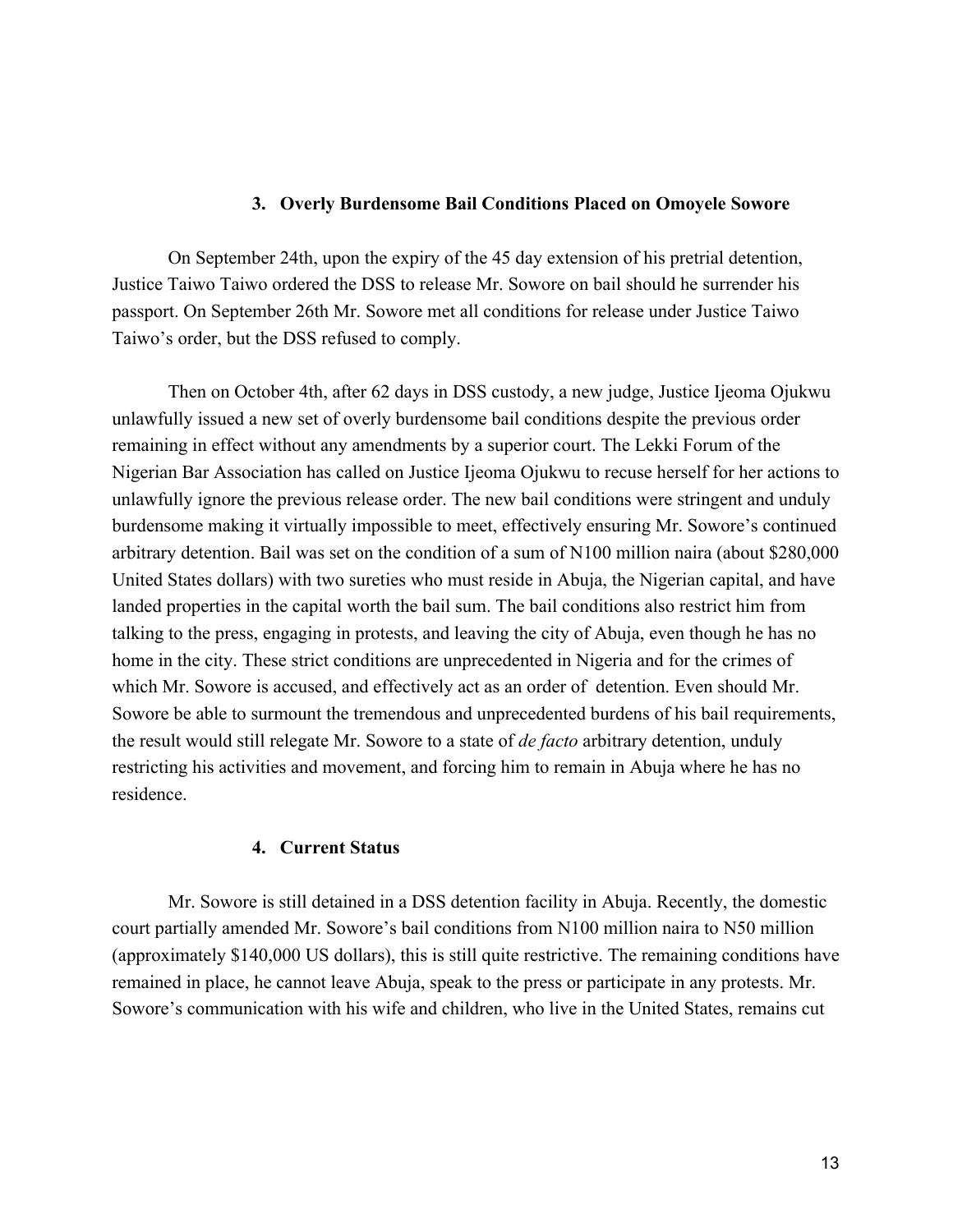### 3. Overly Burdensome Bail Conditions Placed on Omoyele Sowore

On September 24th, upon the expiry of the 45 day extension of his pretrial detention, Justice Taiwo Taiwo ordered the DSS to release Mr. Sowore on bail should he surrender his passport. On September 26th Mr. Sowore met all conditions for release under Justice Taiwo Taiwo's order, but the DSS refused to comply.

Then on October 4th, after 62 days in DSS custody, a new judge, Justice Ijeoma Ojukwu unlawfully issued a new set of overly burdensome bail conditions despite the previous order remaining in effect without any amendments by a superior court. The Lekki Forum of the Nigerian Bar Association has called on Justice Ijeoma Ojukwu to recuse herself for her actions to unlawfully ignore the previous release order. The new bail conditions were stringent and unduly burdensome making it virtually impossible to meet, effectively ensuring Mr. Sowore's continued arbitrary detention. Bail was set on the condition of a sum of N100 million naira (about $280,000 United States dollars) with two sureties who must reside in Abuja, the Nigerian capital, and have landed properties in the capital worth the bail sum. The bail conditions also restrict him from talking to the press, engaging in protests, and leaving the city of Abuja, even though he has no home in the city. These strict conditions are unprecedented in Nigeria and for the crimes of which Mr. Sowore is accused, and effectively act as an order of detention. Even should Mr. Sowore be able to surmount the tremendous and unprecedented burdens of his bail requirements, the result would still relegate Mr. Sowore to a state of *de facto* arbitrary detention, unduly restricting his activities and movement, and forcing him to remain in Abuja where he has no residence.

### 4. Current Status

Mr. Sowore is still detained in a DSS detention facility in Abuja. Recently, the domestic court partially amended Mr. Sowore's bail conditions from N100 million naira to N50 million (approximately $140,000 US dollars), this is still quite restrictive. The remaining conditions have remained in place, he cannot leave Abuja, speak to the press or participate in any protests. Mr. Sowore's communication with his wife and children, who live in the United States, remains cut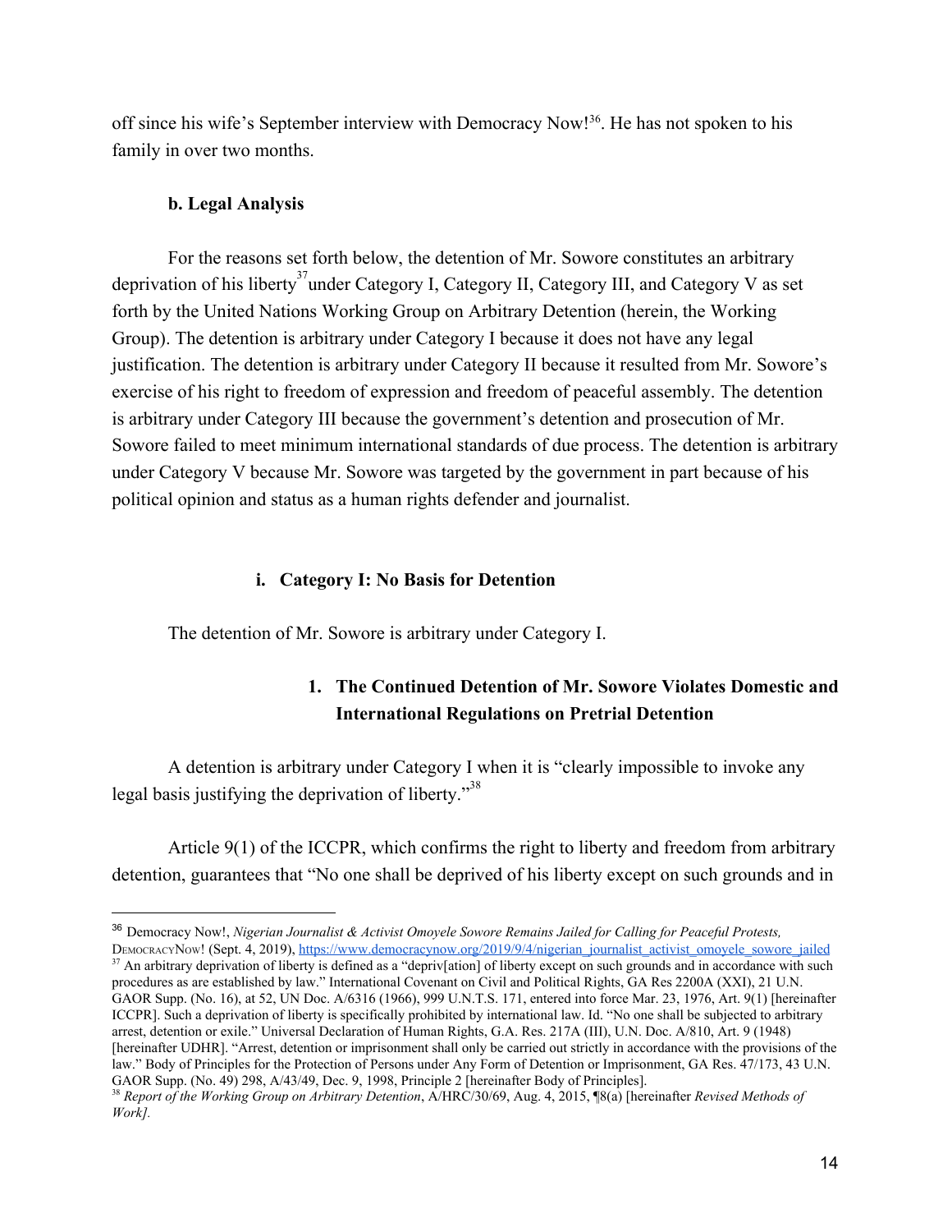off since his wife's September interview with Democracy Now![36]. He has not spoken to his family in over two months.

**b. Legal Analysis**

For the reasons set forth below, the detention of Mr. Sowore constitutes an arbitrary deprivation of his liberty[37] under Category I, Category II, Category III, and Category V as set forth by the United Nations Working Group on Arbitrary Detention (herein, the Working Group). The detention is arbitrary under Category I because it does not have any legal justification. The detention is arbitrary under Category II because it resulted from Mr. Sowore's exercise of his right to freedom of expression and freedom of peaceful assembly. The detention is arbitrary under Category III because the government's detention and prosecution of Mr. Sowore failed to meet minimum international standards of due process. The detention is arbitrary under Category V because Mr. Sowore was targeted by the government in part because of his political opinion and status as a human rights defender and journalist.

**i. Category I: No Basis for Detention**

The detention of Mr. Sowore is arbitrary under Category I.

**1. The Continued Detention of Mr. Sowore Violates Domestic and International Regulations on Pretrial Detention**

A detention is arbitrary under Category I when it is "clearly impossible to invoke any legal basis justifying the deprivation of liberty."[38]

Article 9(1) of the ICCPR, which confirms the right to liberty and freedom from arbitrary detention, guarantees that "No one shall be deprived of his liberty except on such grounds and in

---

[36] Democracy Now!, *Nigerian Journalist & Activist Omoyele Sowore Remains Jailed for Calling for Peaceful Protests*, DEMOCRACYNOW! (Sept. 4, 2019), https://www.democracynow.org/2019/9/4/nigerian_journalist_activist_omoyele_sowore_jailed

[37] An arbitrary deprivation of liberty is defined as a "depriv[ation] of liberty except on such grounds and in accordance with such procedures as are established by law." International Covenant on Civil and Political Rights, GA Res 2200A (XXI), 21 U.N. GAOR Supp. (No. 16), at 52, UN Doc. A/6316 (1966), 999 U.N.T.S. 171, entered into force Mar. 23, 1976, Art. 9(1) [hereinafter ICCPR]. Such a deprivation of liberty is specifically prohibited by international law. Id. "No one shall be subjected to arbitrary arrest, detention or exile." Universal Declaration of Human Rights, G.A. Res. 217A (III), U.N. Doc. A/810, Art. 9 (1948) [hereinafter UDHR]. "Arrest, detention or imprisonment shall only be carried out strictly in accordance with the provisions of the law." Body of Principles for the Protection of Persons under Any Form of Detention or Imprisonment, GA Res. 47/173, 43 U.N. GAOR Supp. (No. 49) 298, A/43/49, Dec. 9, 1998, Principle 2 [hereinafter Body of Principles].

[38] *Report of the Working Group on Arbitrary Detention*, A/HRC/30/69, Aug. 4, 2015, ¶8(a) [hereinafter *Revised Methods of Work].*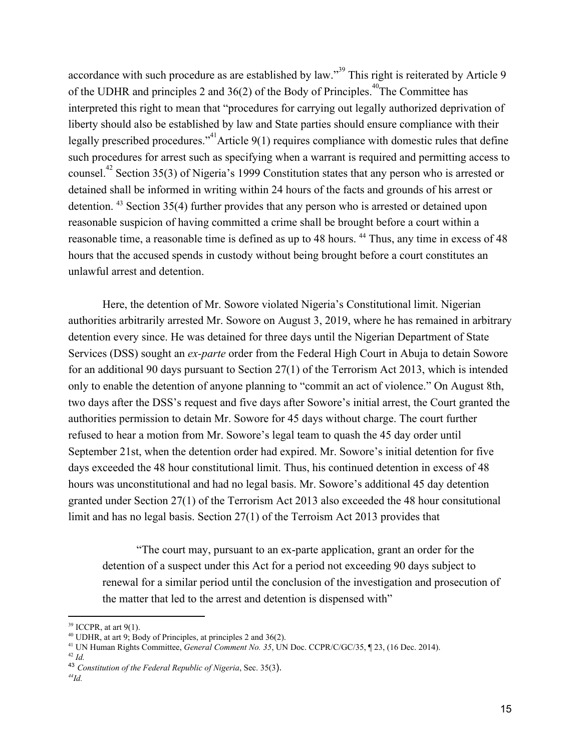accordance with such procedure as are established by law."[39] This right is reiterated by Article 9 of the UDHR and principles 2 and 36(2) of the Body of Principles.[40] The Committee has interpreted this right to mean that "procedures for carrying out legally authorized deprivation of liberty should also be established by law and State parties should ensure compliance with their legally prescribed procedures."[41] Article 9(1) requires compliance with domestic rules that define such procedures for arrest such as specifying when a warrant is required and permitting access to counsel.[42] Section 35(3) of Nigeria's 1999 Constitution states that any person who is arrested or detained shall be informed in writing within 24 hours of the facts and grounds of his arrest or detention. [43] Section 35(4) further provides that any person who is arrested or detained upon reasonable suspicion of having committed a crime shall be brought before a court within a reasonable time, a reasonable time is defined as up to 48 hours. [44] Thus, any time in excess of 48 hours that the accused spends in custody without being brought before a court constitutes an unlawful arrest and detention.

Here, the detention of Mr. Sowore violated Nigeria's Constitutional limit. Nigerian authorities arbitrarily arrested Mr. Sowore on August 3, 2019, where he has remained in arbitrary detention every since. He was detained for three days until the Nigerian Department of State Services (DSS) sought an *ex-parte* order from the Federal High Court in Abuja to detain Sowore for an additional 90 days pursuant to Section 27(1) of the Terrorism Act 2013, which is intended only to enable the detention of anyone planning to "commit an act of violence." On August 8th, two days after the DSS's request and five days after Sowore's initial arrest, the Court granted the authorities permission to detain Mr. Sowore for 45 days without charge. The court further refused to hear a motion from Mr. Sowore's legal team to quash the 45 day order until September 21st, when the detention order had expired. Mr. Sowore's initial detention for five days exceeded the 48 hour constitutional limit. Thus, his continued detention in excess of 48 hours was unconstitutional and had no legal basis. Mr. Sowore's additional 45 day detention granted under Section 27(1) of the Terrorism Act 2013 also exceeded the 48 hour consitutional limit and has no legal basis. Section 27(1) of the Terroism Act 2013 provides that

> "The court may, pursuant to an ex-parte application, grant an order for the detention of a suspect under this Act for a period not exceeding 90 days subject to renewal for a similar period until the conclusion of the investigation and prosecution of the matter that led to the arrest and detention is dispensed with"

---

[39] ICCPR, at art 9(1).

[40] UDHR, at art 9; Body of Principles, at principles 2 and 36(2).

[41] UN Human Rights Committee, *General Comment No. 35*, UN Doc. CCPR/C/GC/35, ¶ 23, (16 Dec. 2014).

[42] *Id.*

[43] *Constitution of the Federal Republic of Nigeria*, Sec. 35(3).

[44] *Id.*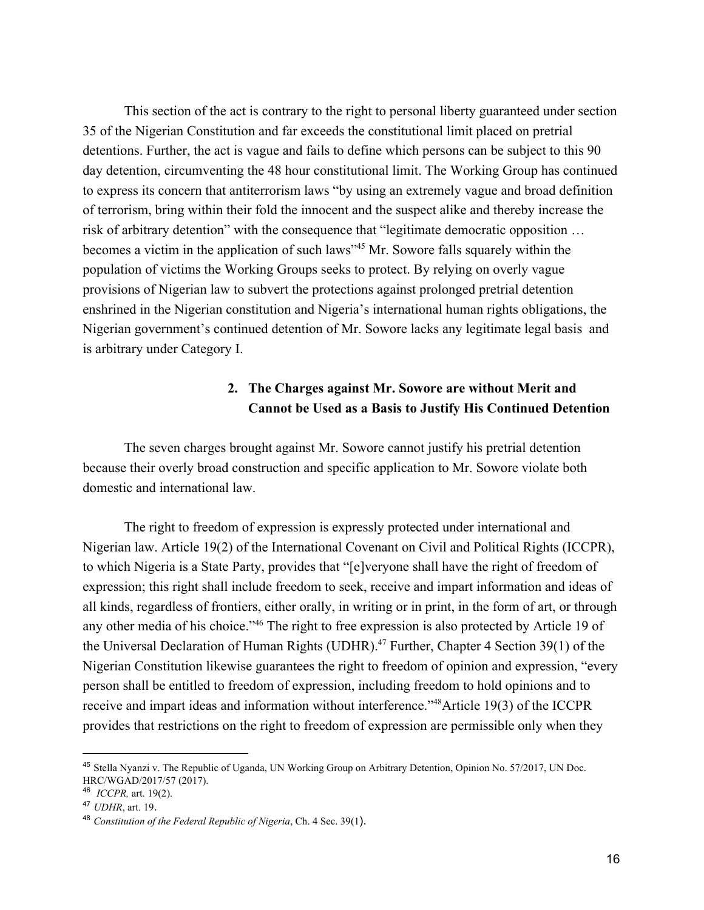This section of the act is contrary to the right to personal liberty guaranteed under section 35 of the Nigerian Constitution and far exceeds the constitutional limit placed on pretrial detentions. Further, the act is vague and fails to define which persons can be subject to this 90 day detention, circumventing the 48 hour constitutional limit. The Working Group has continued to express its concern that antiterrorism laws "by using an extremely vague and broad definition of terrorism, bring within their fold the innocent and the suspect alike and thereby increase the risk of arbitrary detention" with the consequence that "legitimate democratic opposition … becomes a victim in the application of such laws"[45] Mr. Sowore falls squarely within the population of victims the Working Groups seeks to protect. By relying on overly vague provisions of Nigerian law to subvert the protections against prolonged pretrial detention enshrined in the Nigerian constitution and Nigeria's international human rights obligations, the Nigerian government's continued detention of Mr. Sowore lacks any legitimate legal basis and is arbitrary under Category I.

### 2. The Charges against Mr. Sowore are without Merit and Cannot be Used as a Basis to Justify His Continued Detention

The seven charges brought against Mr. Sowore cannot justify his pretrial detention because their overly broad construction and specific application to Mr. Sowore violate both domestic and international law.

The right to freedom of expression is expressly protected under international and Nigerian law. Article 19(2) of the International Covenant on Civil and Political Rights (ICCPR), to which Nigeria is a State Party, provides that "[e]veryone shall have the right of freedom of expression; this right shall include freedom to seek, receive and impart information and ideas of all kinds, regardless of frontiers, either orally, in writing or in print, in the form of art, or through any other media of his choice."[46] The right to free expression is also protected by Article 19 of the Universal Declaration of Human Rights (UDHR).[47] Further, Chapter 4 Section 39(1) of the Nigerian Constitution likewise guarantees the right to freedom of opinion and expression, "every person shall be entitled to freedom of expression, including freedom to hold opinions and to receive and impart ideas and information without interference."[48]Article 19(3) of the ICCPR provides that restrictions on the right to freedom of expression are permissible only when they

---

[45] Stella Nyanzi v. The Republic of Uganda, UN Working Group on Arbitrary Detention, Opinion No. 57/2017, UN Doc. HRC/WGAD/2017/57 (2017).

[46] *ICCPR,* art. 19(2).

[47] *UDHR*, art. 19.

[48] *Constitution of the Federal Republic of Nigeria*, Ch. 4 Sec. 39(1).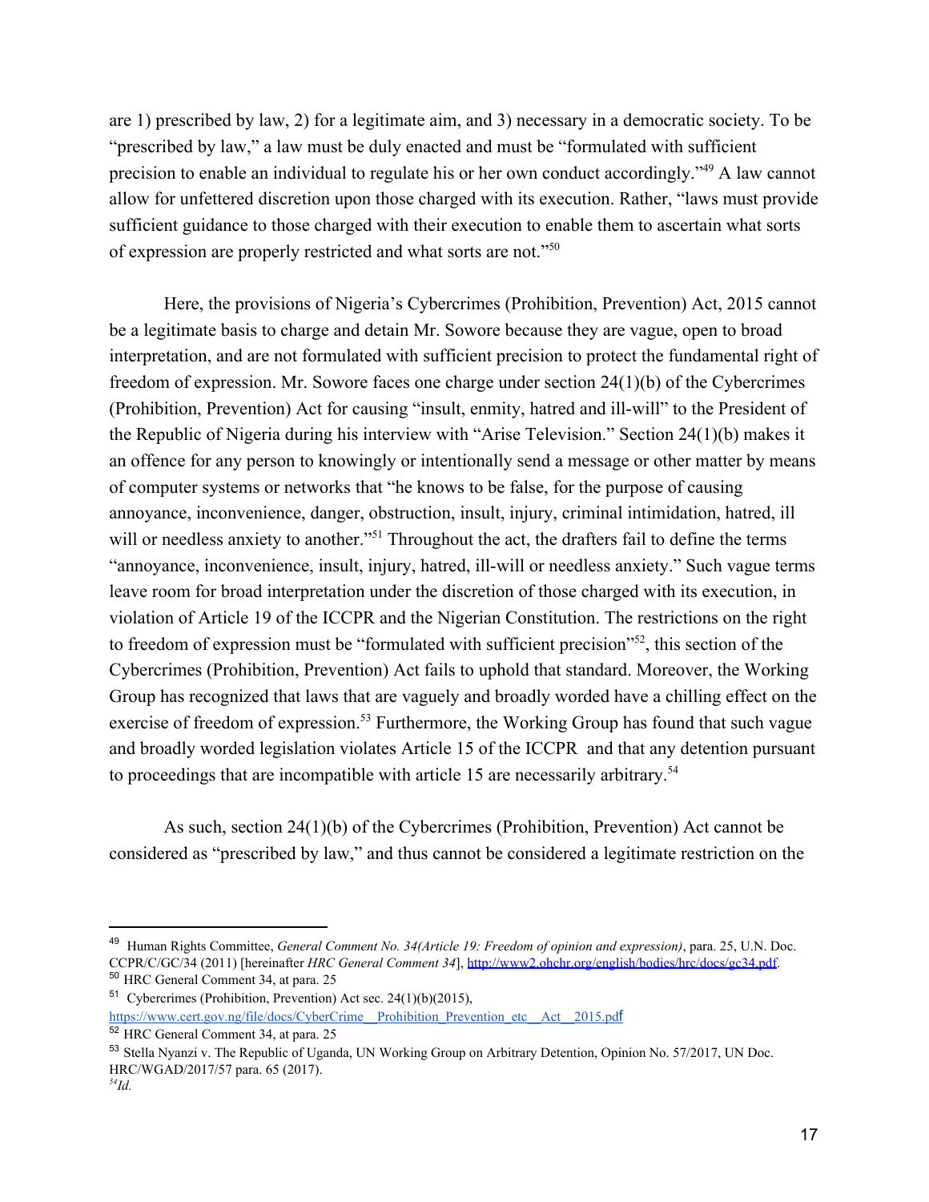are 1) prescribed by law, 2) for a legitimate aim, and 3) necessary in a democratic society. To be "prescribed by law," a law must be duly enacted and must be "formulated with sufficient precision to enable an individual to regulate his or her own conduct accordingly."[49] A law cannot allow for unfettered discretion upon those charged with its execution. Rather, "laws must provide sufficient guidance to those charged with their execution to enable them to ascertain what sorts of expression are properly restricted and what sorts are not."[50]

Here, the provisions of Nigeria's Cybercrimes (Prohibition, Prevention) Act, 2015 cannot be a legitimate basis to charge and detain Mr. Sowore because they are vague, open to broad interpretation, and are not formulated with sufficient precision to protect the fundamental right of freedom of expression. Mr. Sowore faces one charge under section 24(1)(b) of the Cybercrimes (Prohibition, Prevention) Act for causing "insult, enmity, hatred and ill-will" to the President of the Republic of Nigeria during his interview with "Arise Television." Section 24(1)(b) makes it an offence for any person to knowingly or intentionally send a message or other matter by means of computer systems or networks that "he knows to be false, for the purpose of causing annoyance, inconvenience, danger, obstruction, insult, injury, criminal intimidation, hatred, ill will or needless anxiety to another."[51] Throughout the act, the drafters fail to define the terms "annoyance, inconvenience, insult, injury, hatred, ill-will or needless anxiety." Such vague terms leave room for broad interpretation under the discretion of those charged with its execution, in violation of Article 19 of the ICCPR and the Nigerian Constitution. The restrictions on the right to freedom of expression must be "formulated with sufficient precision"[52], this section of the Cybercrimes (Prohibition, Prevention) Act fails to uphold that standard. Moreover, the Working Group has recognized that laws that are vaguely and broadly worded have a chilling effect on the exercise of freedom of expression.[53] Furthermore, the Working Group has found that such vague and broadly worded legislation violates Article 15 of the ICCPR and that any detention pursuant to proceedings that are incompatible with article 15 are necessarily arbitrary.[54]

As such, section 24(1)(b) of the Cybercrimes (Prohibition, Prevention) Act cannot be considered as "prescribed by law," and thus cannot be considered a legitimate restriction on the

---

[49] Human Rights Committee, *General Comment No. 34(Article 19: Freedom of opinion and expression)*, para. 25, U.N. Doc. CCPR/C/GC/34 (2011) [hereinafter *HRC General Comment 34*], http://www2.ohchr.org/english/bodies/hrc/docs/gc34.pdf.

[50] HRC General Comment 34, at para. 25

[51] Cybercrimes (Prohibition, Prevention) Act sec. 24(1)(b)(2015), https://www.cert.gov.ng/file/docs/CyberCrime__Prohibition_Prevention_etc__Act__2015.pdf

[52] HRC General Comment 34, at para. 25

[53] Stella Nyanzi v. The Republic of Uganda, UN Working Group on Arbitrary Detention, Opinion No. 57/2017, UN Doc. HRC/WGAD/2017/57 para. 65 (2017).

[54] *Id.*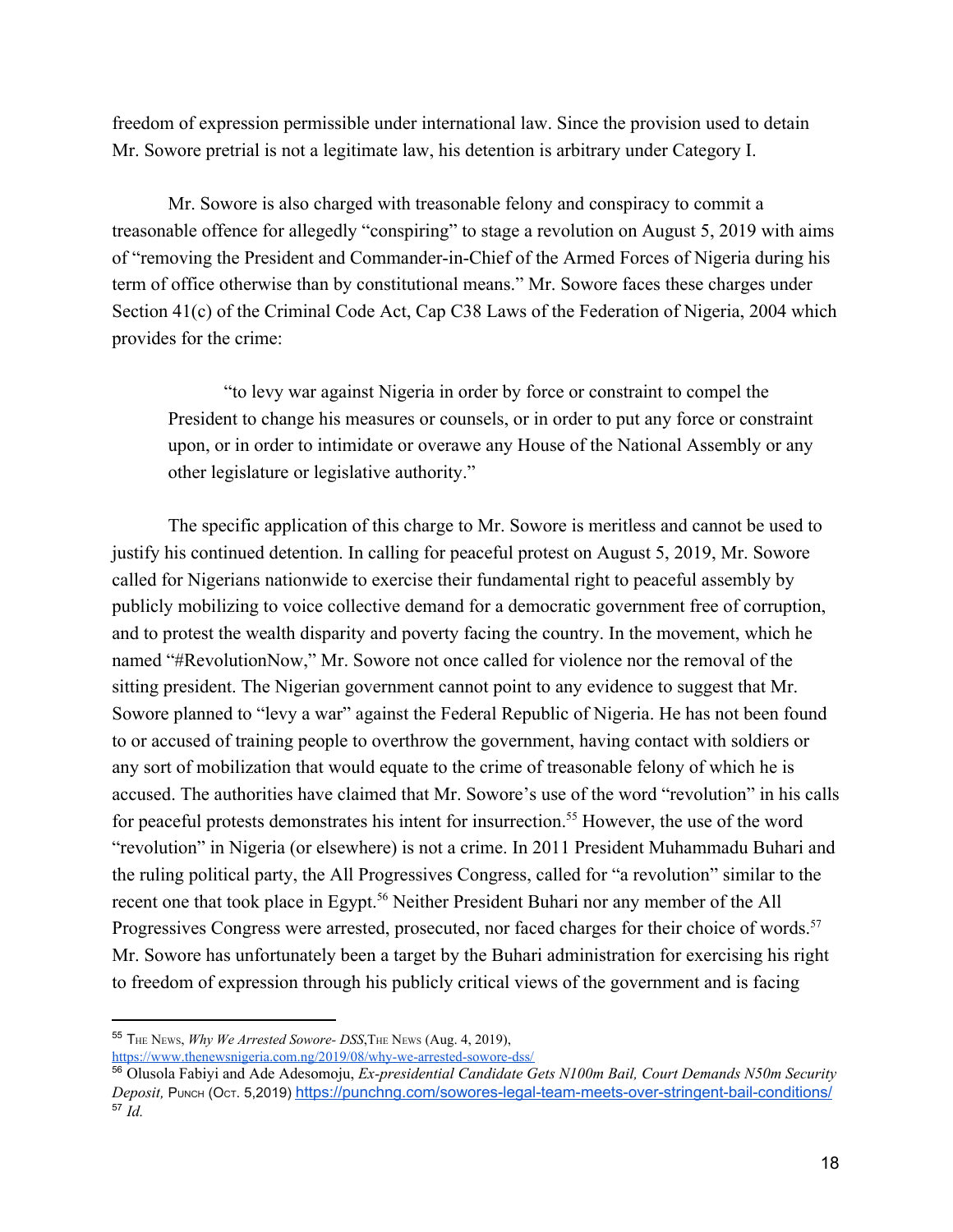freedom of expression permissible under international law. Since the provision used to detain Mr. Sowore pretrial is not a legitimate law, his detention is arbitrary under Category I.

Mr. Sowore is also charged with treasonable felony and conspiracy to commit a treasonable offence for allegedly "conspiring" to stage a revolution on August 5, 2019 with aims of "removing the President and Commander-in-Chief of the Armed Forces of Nigeria during his term of office otherwise than by constitutional means." Mr. Sowore faces these charges under Section 41(c) of the Criminal Code Act, Cap C38 Laws of the Federation of Nigeria, 2004 which provides for the crime:

> "to levy war against Nigeria in order by force or constraint to compel the President to change his measures or counsels, or in order to put any force or constraint upon, or in order to intimidate or overawe any House of the National Assembly or any other legislature or legislative authority."

The specific application of this charge to Mr. Sowore is meritless and cannot be used to justify his continued detention. In calling for peaceful protest on August 5, 2019, Mr. Sowore called for Nigerians nationwide to exercise their fundamental right to peaceful assembly by publicly mobilizing to voice collective demand for a democratic government free of corruption, and to protest the wealth disparity and poverty facing the country. In the movement, which he named "#RevolutionNow," Mr. Sowore not once called for violence nor the removal of the sitting president. The Nigerian government cannot point to any evidence to suggest that Mr. Sowore planned to "levy a war" against the Federal Republic of Nigeria. He has not been found to or accused of training people to overthrow the government, having contact with soldiers or any sort of mobilization that would equate to the crime of treasonable felony of which he is accused. The authorities have claimed that Mr. Sowore's use of the word "revolution" in his calls for peaceful protests demonstrates his intent for insurrection.[55] However, the use of the word "revolution" in Nigeria (or elsewhere) is not a crime. In 2011 President Muhammadu Buhari and the ruling political party, the All Progressives Congress, called for "a revolution" similar to the recent one that took place in Egypt.[56] Neither President Buhari nor any member of the All Progressives Congress were arrested, prosecuted, nor faced charges for their choice of words.[57] Mr. Sowore has unfortunately been a target by the Buhari administration for exercising his right to freedom of expression through his publicly critical views of the government and is facing

---

[55] The News, *Why We Arrested Sowore- DSS*, The News (Aug. 4, 2019), https://www.thenewsnigeria.com.ng/2019/08/why-we-arrested-sowore-dss/

[56] Olusola Fabiyi and Ade Adesomoju, *Ex-presidential Candidate Gets N100m Bail, Court Demands N50m Security Deposit,* Punch (Oct. 5,2019) https://punchng.com/sowores-legal-team-meets-over-stringent-bail-conditions/

[57] *Id.*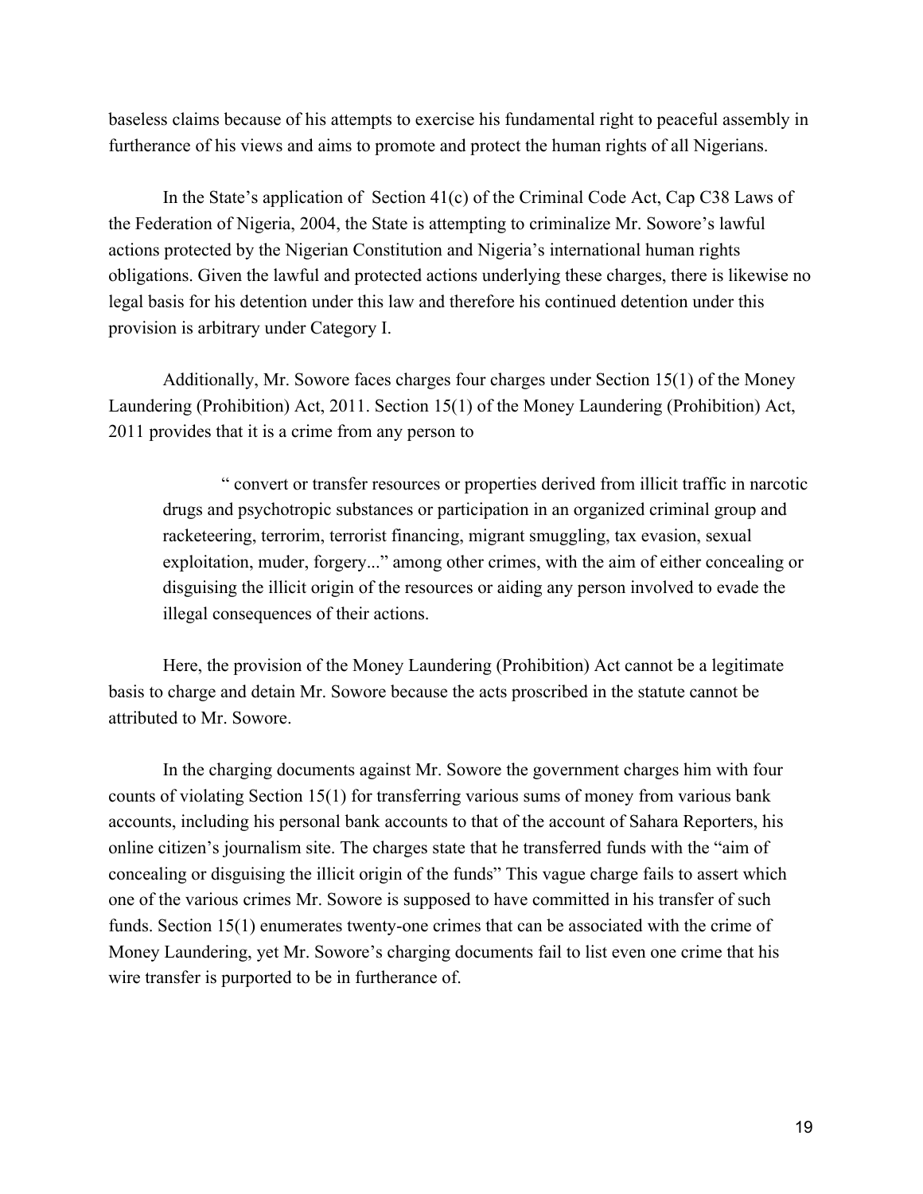baseless claims because of his attempts to exercise his fundamental right to peaceful assembly in furtherance of his views and aims to promote and protect the human rights of all Nigerians.

In the State's application of Section 41(c) of the Criminal Code Act, Cap C38 Laws of the Federation of Nigeria, 2004, the State is attempting to criminalize Mr. Sowore's lawful actions protected by the Nigerian Constitution and Nigeria's international human rights obligations. Given the lawful and protected actions underlying these charges, there is likewise no legal basis for his detention under this law and therefore his continued detention under this provision is arbitrary under Category I.

Additionally, Mr. Sowore faces charges four charges under Section 15(1) of the Money Laundering (Prohibition) Act, 2011. Section 15(1) of the Money Laundering (Prohibition) Act, 2011 provides that it is a crime from any person to

> " convert or transfer resources or properties derived from illicit traffic in narcotic drugs and psychotropic substances or participation in an organized criminal group and racketeering, terrorim, terrorist financing, migrant smuggling, tax evasion, sexual exploitation, muder, forgery..." among other crimes, with the aim of either concealing or disguising the illicit origin of the resources or aiding any person involved to evade the illegal consequences of their actions.

Here, the provision of the Money Laundering (Prohibition) Act cannot be a legitimate basis to charge and detain Mr. Sowore because the acts proscribed in the statute cannot be attributed to Mr. Sowore.

In the charging documents against Mr. Sowore the government charges him with four counts of violating Section 15(1) for transferring various sums of money from various bank accounts, including his personal bank accounts to that of the account of Sahara Reporters, his online citizen's journalism site. The charges state that he transferred funds with the "aim of concealing or disguising the illicit origin of the funds" This vague charge fails to assert which one of the various crimes Mr. Sowore is supposed to have committed in his transfer of such funds. Section 15(1) enumerates twenty-one crimes that can be associated with the crime of Money Laundering, yet Mr. Sowore's charging documents fail to list even one crime that his wire transfer is purported to be in furtherance of.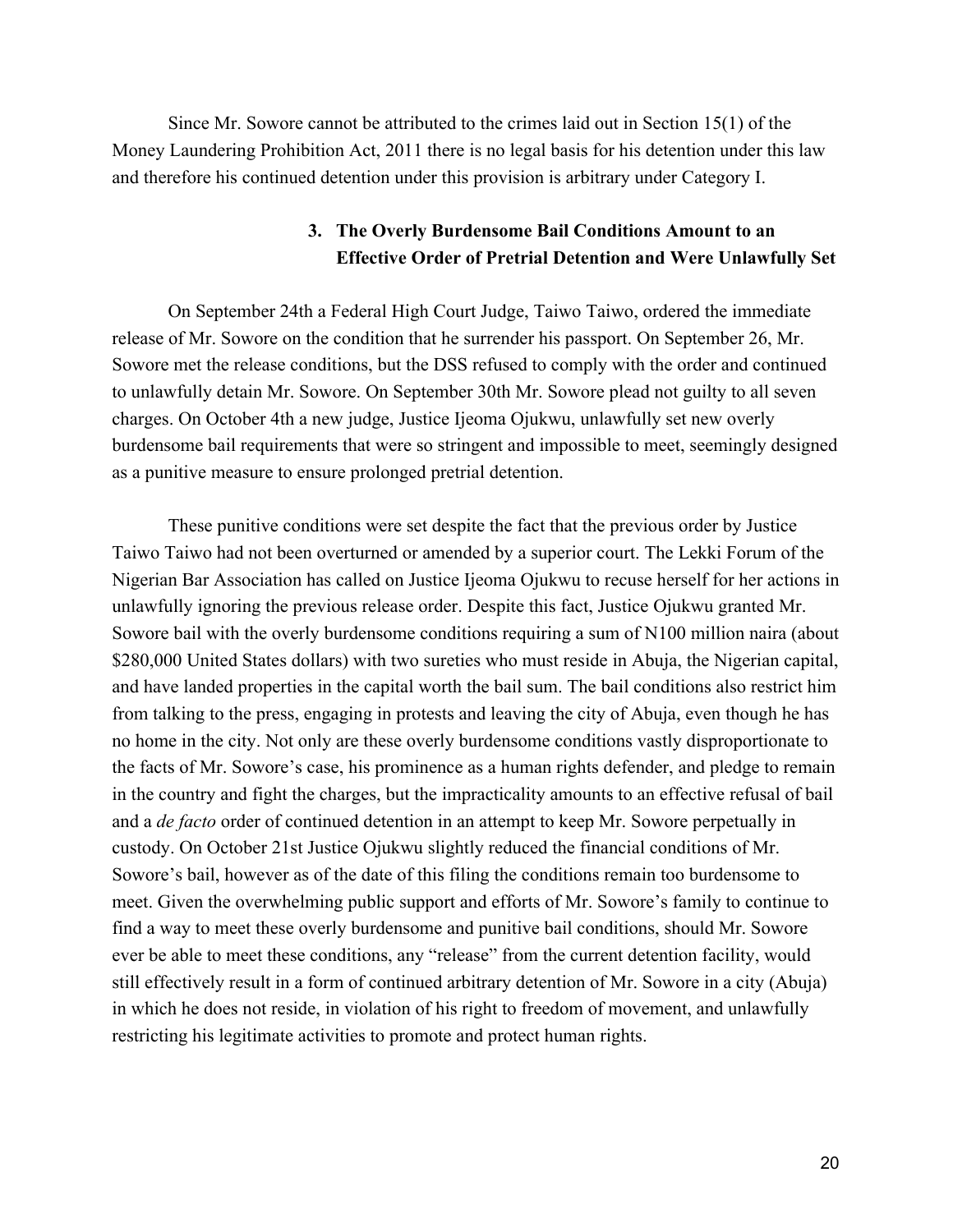Since Mr. Sowore cannot be attributed to the crimes laid out in Section 15(1) of the Money Laundering Prohibition Act, 2011 there is no legal basis for his detention under this law and therefore his continued detention under this provision is arbitrary under Category I.

### 3. The Overly Burdensome Bail Conditions Amount to an Effective Order of Pretrial Detention and Were Unlawfully Set

On September 24th a Federal High Court Judge, Taiwo Taiwo, ordered the immediate release of Mr. Sowore on the condition that he surrender his passport. On September 26, Mr. Sowore met the release conditions, but the DSS refused to comply with the order and continued to unlawfully detain Mr. Sowore. On September 30th Mr. Sowore plead not guilty to all seven charges. On October 4th a new judge, Justice Ijeoma Ojukwu, unlawfully set new overly burdensome bail requirements that were so stringent and impossible to meet, seemingly designed as a punitive measure to ensure prolonged pretrial detention.

These punitive conditions were set despite the fact that the previous order by Justice Taiwo Taiwo had not been overturned or amended by a superior court. The Lekki Forum of the Nigerian Bar Association has called on Justice Ijeoma Ojukwu to recuse herself for her actions in unlawfully ignoring the previous release order. Despite this fact, Justice Ojukwu granted Mr. Sowore bail with the overly burdensome conditions requiring a sum of N100 million naira (about $280,000 United States dollars) with two sureties who must reside in Abuja, the Nigerian capital, and have landed properties in the capital worth the bail sum. The bail conditions also restrict him from talking to the press, engaging in protests and leaving the city of Abuja, even though he has no home in the city. Not only are these overly burdensome conditions vastly disproportionate to the facts of Mr. Sowore's case, his prominence as a human rights defender, and pledge to remain in the country and fight the charges, but the impracticality amounts to an effective refusal of bail and a *de facto* order of continued detention in an attempt to keep Mr. Sowore perpetually in custody. On October 21st Justice Ojukwu slightly reduced the financial conditions of Mr. Sowore's bail, however as of the date of this filing the conditions remain too burdensome to meet. Given the overwhelming public support and efforts of Mr. Sowore's family to continue to find a way to meet these overly burdensome and punitive bail conditions, should Mr. Sowore ever be able to meet these conditions, any "release" from the current detention facility, would still effectively result in a form of continued arbitrary detention of Mr. Sowore in a city (Abuja) in which he does not reside, in violation of his right to freedom of movement, and unlawfully restricting his legitimate activities to promote and protect human rights.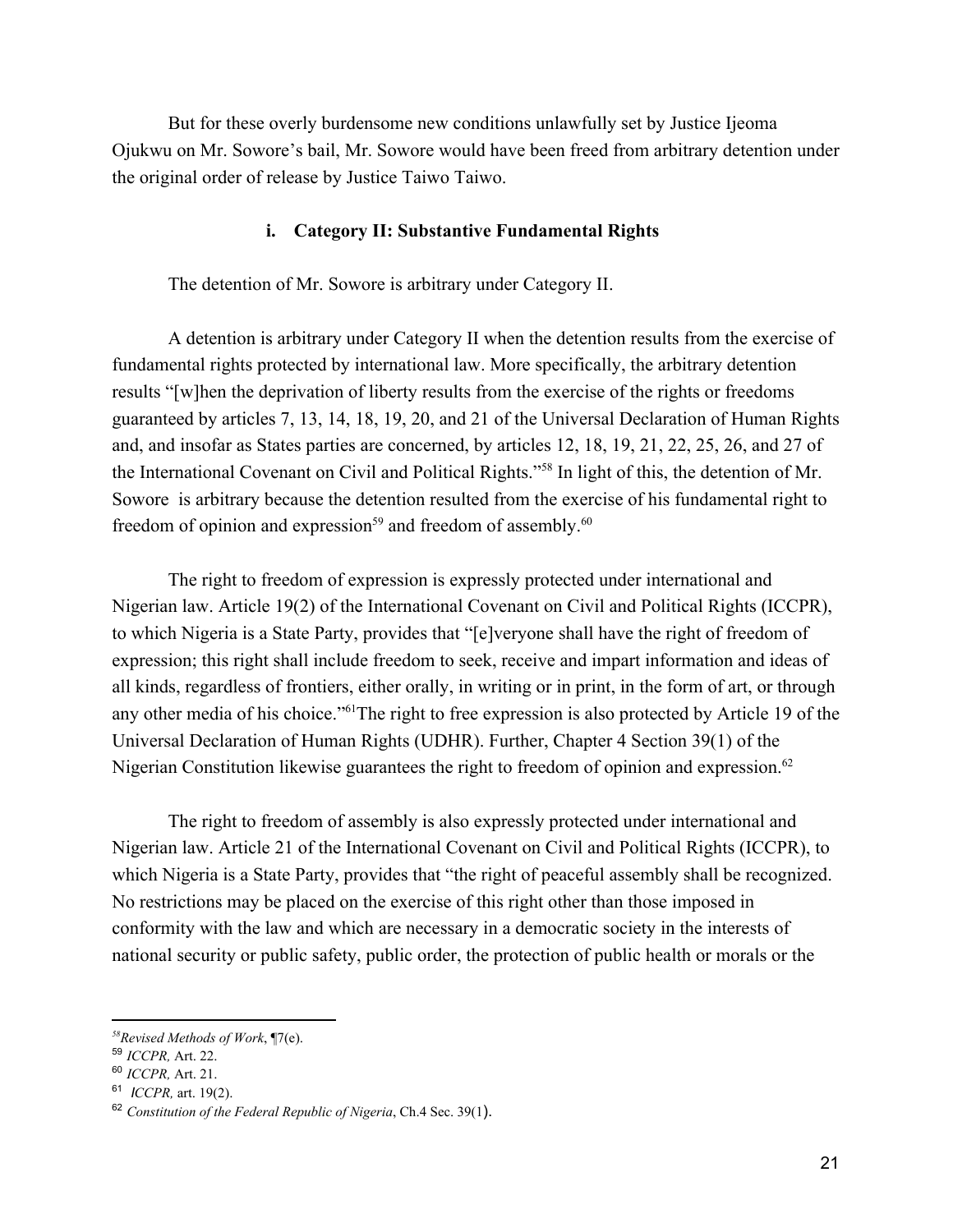But for these overly burdensome new conditions unlawfully set by Justice Ijeoma Ojukwu on Mr. Sowore's bail, Mr. Sowore would have been freed from arbitrary detention under the original order of release by Justice Taiwo Taiwo.

### i. Category II: Substantive Fundamental Rights

The detention of Mr. Sowore is arbitrary under Category II.

A detention is arbitrary under Category II when the detention results from the exercise of fundamental rights protected by international law. More specifically, the arbitrary detention results "[w]hen the deprivation of liberty results from the exercise of the rights or freedoms guaranteed by articles 7, 13, 14, 18, 19, 20, and 21 of the Universal Declaration of Human Rights and, and insofar as States parties are concerned, by articles 12, 18, 19, 21, 22, 25, 26, and 27 of the International Covenant on Civil and Political Rights."[58] In light of this, the detention of Mr. Sowore is arbitrary because the detention resulted from the exercise of his fundamental right to freedom of opinion and expression[59] and freedom of assembly.[60]

The right to freedom of expression is expressly protected under international and Nigerian law. Article 19(2) of the International Covenant on Civil and Political Rights (ICCPR), to which Nigeria is a State Party, provides that "[e]veryone shall have the right of freedom of expression; this right shall include freedom to seek, receive and impart information and ideas of all kinds, regardless of frontiers, either orally, in writing or in print, in the form of art, or through any other media of his choice."[61] The right to free expression is also protected by Article 19 of the Universal Declaration of Human Rights (UDHR). Further, Chapter 4 Section 39(1) of the Nigerian Constitution likewise guarantees the right to freedom of opinion and expression.[62]

The right to freedom of assembly is also expressly protected under international and Nigerian law. Article 21 of the International Covenant on Civil and Political Rights (ICCPR), to which Nigeria is a State Party, provides that "the right of peaceful assembly shall be recognized. No restrictions may be placed on the exercise of this right other than those imposed in conformity with the law and which are necessary in a democratic society in the interests of national security or public safety, public order, the protection of public health or morals or the

---

[58] *Revised Methods of Work*, ¶7(e).

[59] *ICCPR,* Art. 22.

[60] *ICCPR,* Art. 21.

[61] *ICCPR,* art. 19(2).

[62] *Constitution of the Federal Republic of Nigeria*, Ch.4 Sec. 39(1).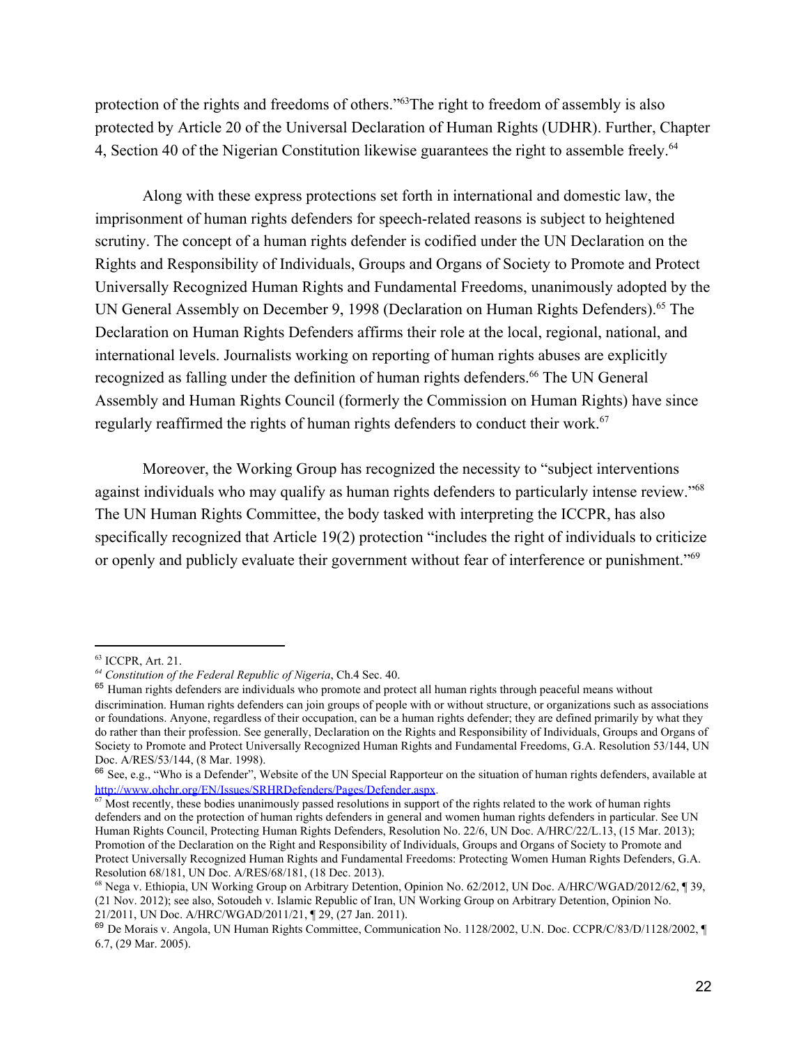protection of the rights and freedoms of others."[63]The right to freedom of assembly is also protected by Article 20 of the Universal Declaration of Human Rights (UDHR). Further, Chapter 4, Section 40 of the Nigerian Constitution likewise guarantees the right to assemble freely.[64]

Along with these express protections set forth in international and domestic law, the imprisonment of human rights defenders for speech-related reasons is subject to heightened scrutiny. The concept of a human rights defender is codified under the UN Declaration on the Rights and Responsibility of Individuals, Groups and Organs of Society to Promote and Protect Universally Recognized Human Rights and Fundamental Freedoms, unanimously adopted by the UN General Assembly on December 9, 1998 (Declaration on Human Rights Defenders).[65] The Declaration on Human Rights Defenders affirms their role at the local, regional, national, and international levels. Journalists working on reporting of human rights abuses are explicitly recognized as falling under the definition of human rights defenders.[66] The UN General Assembly and Human Rights Council (formerly the Commission on Human Rights) have since regularly reaffirmed the rights of human rights defenders to conduct their work.[67]

Moreover, the Working Group has recognized the necessity to "subject interventions against individuals who may qualify as human rights defenders to particularly intense review."[68] The UN Human Rights Committee, the body tasked with interpreting the ICCPR, has also specifically recognized that Article 19(2) protection "includes the right of individuals to criticize or openly and publicly evaluate their government without fear of interference or punishment."[69]

---

[63] ICCPR, Art. 21.

[64] *Constitution of the Federal Republic of Nigeria*, Ch.4 Sec. 40.

[65] Human rights defenders are individuals who promote and protect all human rights through peaceful means without discrimination. Human rights defenders can join groups of people with or without structure, or organizations such as associations or foundations. Anyone, regardless of their occupation, can be a human rights defender; they are defined primarily by what they do rather than their profession. See generally, Declaration on the Rights and Responsibility of Individuals, Groups and Organs of Society to Promote and Protect Universally Recognized Human Rights and Fundamental Freedoms, G.A. Resolution 53/144, UN Doc. A/RES/53/144, (8 Mar. 1998).

[66] See, e.g., "Who is a Defender", Website of the UN Special Rapporteur on the situation of human rights defenders, available at http://www.ohchr.org/EN/Issues/SRHRDefenders/Pages/Defender.aspx.

[67] Most recently, these bodies unanimously passed resolutions in support of the rights related to the work of human rights defenders and on the protection of human rights defenders in general and women human rights defenders in particular. See UN Human Rights Council, Protecting Human Rights Defenders, Resolution No. 22/6, UN Doc. A/HRC/22/L.13, (15 Mar. 2013); Promotion of the Declaration on the Right and Responsibility of Individuals, Groups and Organs of Society to Promote and Protect Universally Recognized Human Rights and Fundamental Freedoms: Protecting Women Human Rights Defenders, G.A. Resolution 68/181, UN Doc. A/RES/68/181, (18 Dec. 2013).

[68] Nega v. Ethiopia, UN Working Group on Arbitrary Detention, Opinion No. 62/2012, UN Doc. A/HRC/WGAD/2012/62, ¶ 39, (21 Nov. 2012); see also, Sotoudeh v. Islamic Republic of Iran, UN Working Group on Arbitrary Detention, Opinion No. 21/2011, UN Doc. A/HRC/WGAD/2011/21, ¶ 29, (27 Jan. 2011).

[69] De Morais v. Angola, UN Human Rights Committee, Communication No. 1128/2002, U.N. Doc. CCPR/C/83/D/1128/2002, ¶ 6.7, (29 Mar. 2005).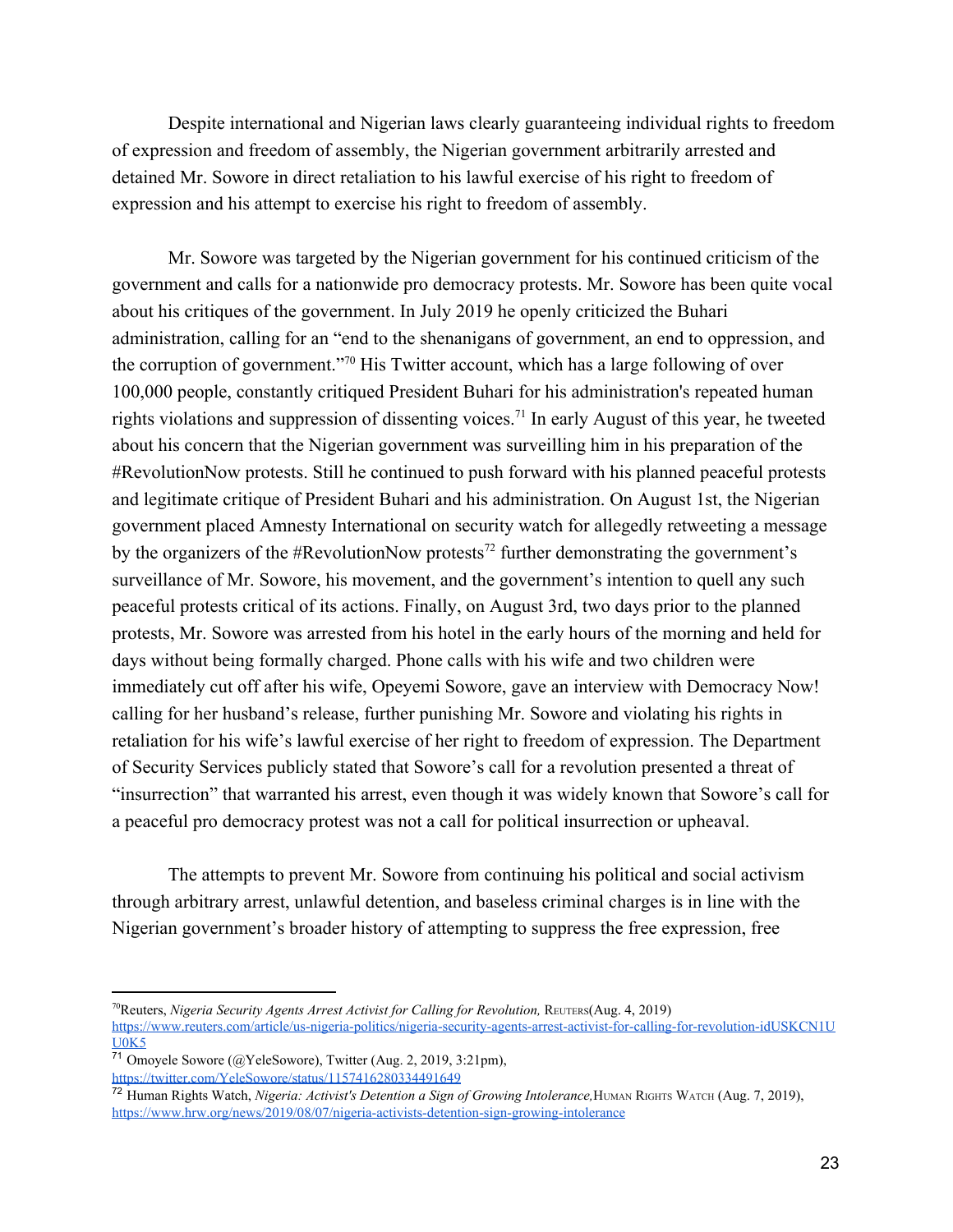Despite international and Nigerian laws clearly guaranteeing individual rights to freedom of expression and freedom of assembly, the Nigerian government arbitrarily arrested and detained Mr. Sowore in direct retaliation to his lawful exercise of his right to freedom of expression and his attempt to exercise his right to freedom of assembly.

Mr. Sowore was targeted by the Nigerian government for his continued criticism of the government and calls for a nationwide pro democracy protests. Mr. Sowore has been quite vocal about his critiques of the government. In July 2019 he openly criticized the Buhari administration, calling for an "end to the shenanigans of government, an end to oppression, and the corruption of government."[70] His Twitter account, which has a large following of over 100,000 people, constantly critiqued President Buhari for his administration's repeated human rights violations and suppression of dissenting voices.[71] In early August of this year, he tweeted about his concern that the Nigerian government was surveilling him in his preparation of the #RevolutionNow protests. Still he continued to push forward with his planned peaceful protests and legitimate critique of President Buhari and his administration. On August 1st, the Nigerian government placed Amnesty International on security watch for allegedly retweeting a message by the organizers of the #RevolutionNow protests[72] further demonstrating the government's surveillance of Mr. Sowore, his movement, and the government's intention to quell any such peaceful protests critical of its actions. Finally, on August 3rd, two days prior to the planned protests, Mr. Sowore was arrested from his hotel in the early hours of the morning and held for days without being formally charged. Phone calls with his wife and two children were immediately cut off after his wife, Opeyemi Sowore, gave an interview with Democracy Now! calling for her husband's release, further punishing Mr. Sowore and violating his rights in retaliation for his wife's lawful exercise of her right to freedom of expression. The Department of Security Services publicly stated that Sowore's call for a revolution presented a threat of "insurrection" that warranted his arrest, even though it was widely known that Sowore's call for a peaceful pro democracy protest was not a call for political insurrection or upheaval.

The attempts to prevent Mr. Sowore from continuing his political and social activism through arbitrary arrest, unlawful detention, and baseless criminal charges is in line with the Nigerian government's broader history of attempting to suppress the free expression, free

---

[70] Reuters, *Nigeria Security Agents Arrest Activist for Calling for Revolution,* REUTERS(Aug. 4, 2019) https://www.reuters.com/article/us-nigeria-politics/nigeria-security-agents-arrest-activist-for-calling-for-revolution-idUSKCN1UU0K5

[71] Omoyele Sowore (@YeleSowore), Twitter (Aug. 2, 2019, 3:21pm), https://twitter.com/YeleSowore/status/1157416280334491649

[72] Human Rights Watch, *Nigeria: Activist's Detention a Sign of Growing Intolerance,* HUMAN RIGHTS WATCH (Aug. 7, 2019), https://www.hrw.org/news/2019/08/07/nigeria-activists-detention-sign-growing-intolerance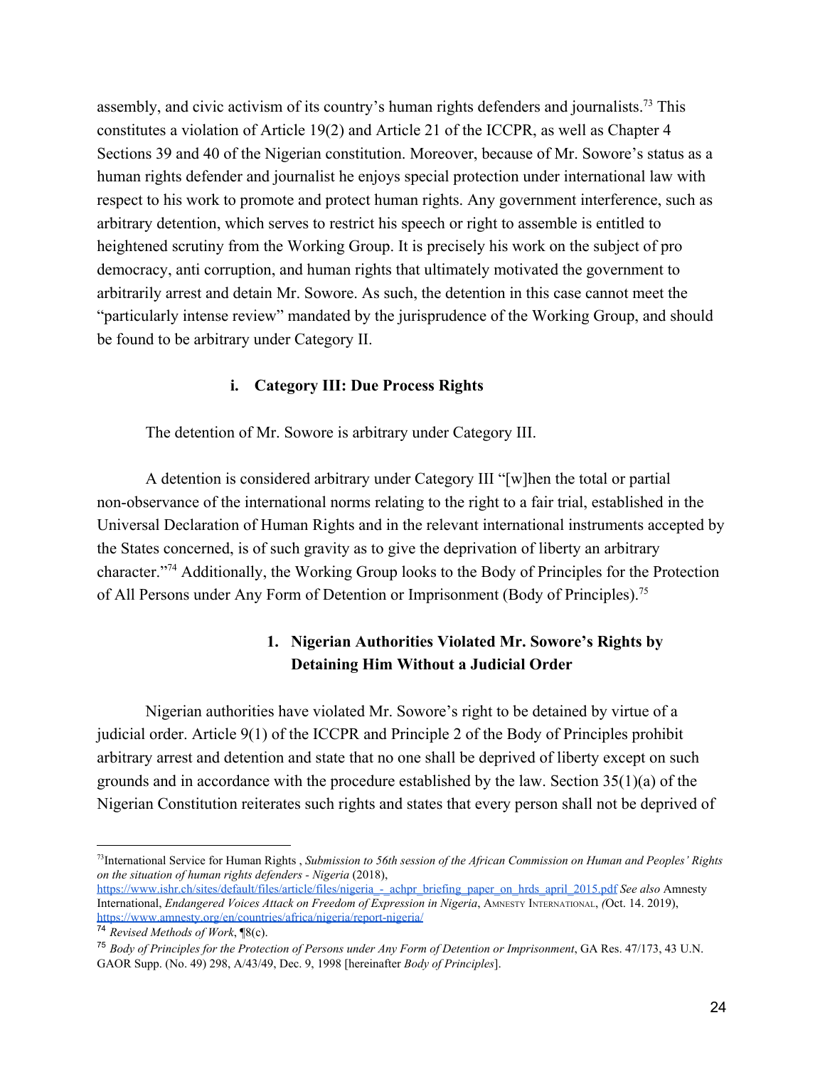assembly, and civic activism of its country's human rights defenders and journalists.[73] This constitutes a violation of Article 19(2) and Article 21 of the ICCPR, as well as Chapter 4 Sections 39 and 40 of the Nigerian constitution. Moreover, because of Mr. Sowore's status as a human rights defender and journalist he enjoys special protection under international law with respect to his work to promote and protect human rights. Any government interference, such as arbitrary detention, which serves to restrict his speech or right to assemble is entitled to heightened scrutiny from the Working Group. It is precisely his work on the subject of pro democracy, anti corruption, and human rights that ultimately motivated the government to arbitrarily arrest and detain Mr. Sowore. As such, the detention in this case cannot meet the "particularly intense review" mandated by the jurisprudence of the Working Group, and should be found to be arbitrary under Category II.

### i. Category III: Due Process Rights

The detention of Mr. Sowore is arbitrary under Category III.

A detention is considered arbitrary under Category III "[w]hen the total or partial non-observance of the international norms relating to the right to a fair trial, established in the Universal Declaration of Human Rights and in the relevant international instruments accepted by the States concerned, is of such gravity as to give the deprivation of liberty an arbitrary character."[74] Additionally, the Working Group looks to the Body of Principles for the Protection of All Persons under Any Form of Detention or Imprisonment (Body of Principles).[75]

#### 1. Nigerian Authorities Violated Mr. Sowore's Rights by Detaining Him Without a Judicial Order

Nigerian authorities have violated Mr. Sowore's right to be detained by virtue of a judicial order. Article 9(1) of the ICCPR and Principle 2 of the Body of Principles prohibit arbitrary arrest and detention and state that no one shall be deprived of liberty except on such grounds and in accordance with the procedure established by the law. Section 35(1)(a) of the Nigerian Constitution reiterates such rights and states that every person shall not be deprived of

---

[73] International Service for Human Rights , *Submission to 56th session of the African Commission on Human and Peoples' Rights on the situation of human rights defenders - Nigeria* (2018), https://www.ishr.ch/sites/default/files/article/files/nigeria_-_achpr_briefing_paper_on_hrds_april_2015.pdf *See also* Amnesty International, *Endangered Voices Attack on Freedom of Expression in Nigeria*, AMNESTY INTERNATIONAL, *(*Oct. 14. 2019), https://www.amnesty.org/en/countries/africa/nigeria/report-nigeria/

[74] *Revised Methods of Work*, ¶8(c).

[75] *Body of Principles for the Protection of Persons under Any Form of Detention or Imprisonment*, GA Res. 47/173, 43 U.N. GAOR Supp. (No. 49) 298, A/43/49, Dec. 9, 1998 [hereinafter *Body of Principles*].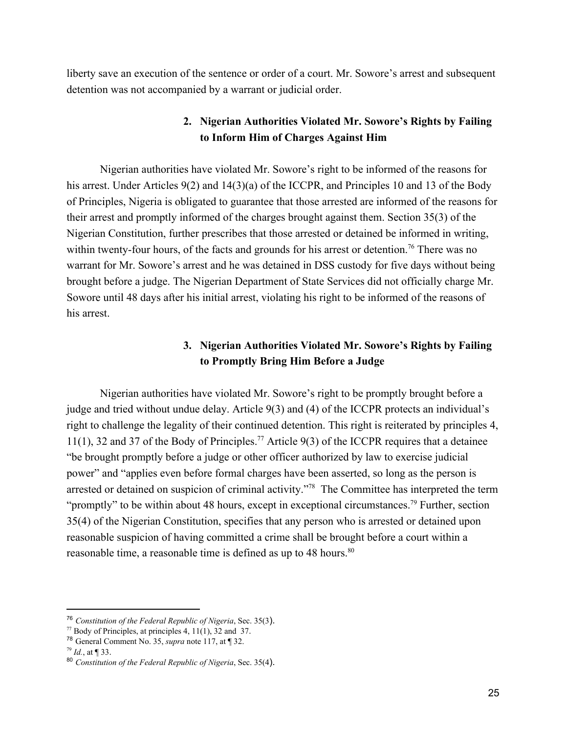liberty save an execution of the sentence or order of a court. Mr. Sowore's arrest and subsequent detention was not accompanied by a warrant or judicial order.

### 2. Nigerian Authorities Violated Mr. Sowore's Rights by Failing to Inform Him of Charges Against Him

Nigerian authorities have violated Mr. Sowore's right to be informed of the reasons for his arrest. Under Articles 9(2) and 14(3)(a) of the ICCPR, and Principles 10 and 13 of the Body of Principles, Nigeria is obligated to guarantee that those arrested are informed of the reasons for their arrest and promptly informed of the charges brought against them. Section 35(3) of the Nigerian Constitution, further prescribes that those arrested or detained be informed in writing, within twenty-four hours, of the facts and grounds for his arrest or detention.[76] There was no warrant for Mr. Sowore's arrest and he was detained in DSS custody for five days without being brought before a judge. The Nigerian Department of State Services did not officially charge Mr. Sowore until 48 days after his initial arrest, violating his right to be informed of the reasons of his arrest.

### 3. Nigerian Authorities Violated Mr. Sowore's Rights by Failing to Promptly Bring Him Before a Judge

Nigerian authorities have violated Mr. Sowore's right to be promptly brought before a judge and tried without undue delay. Article 9(3) and (4) of the ICCPR protects an individual's right to challenge the legality of their continued detention. This right is reiterated by principles 4, 11(1), 32 and 37 of the Body of Principles.[77] Article 9(3) of the ICCPR requires that a detainee "be brought promptly before a judge or other officer authorized by law to exercise judicial power" and "applies even before formal charges have been asserted, so long as the person is arrested or detained on suspicion of criminal activity."[78] The Committee has interpreted the term "promptly" to be within about 48 hours, except in exceptional circumstances.[79] Further, section 35(4) of the Nigerian Constitution, specifies that any person who is arrested or detained upon reasonable suspicion of having committed a crime shall be brought before a court within a reasonable time, a reasonable time is defined as up to 48 hours.[80]

---

[76] *Constitution of the Federal Republic of Nigeria*, Sec. 35(3).

[77] Body of Principles, at principles 4, 11(1), 32 and 37.

[78] General Comment No. 35, *supra* note 117, at ¶ 32.

[79] *Id.*, at ¶ 33.

[80] *Constitution of the Federal Republic of Nigeria*, Sec. 35(4).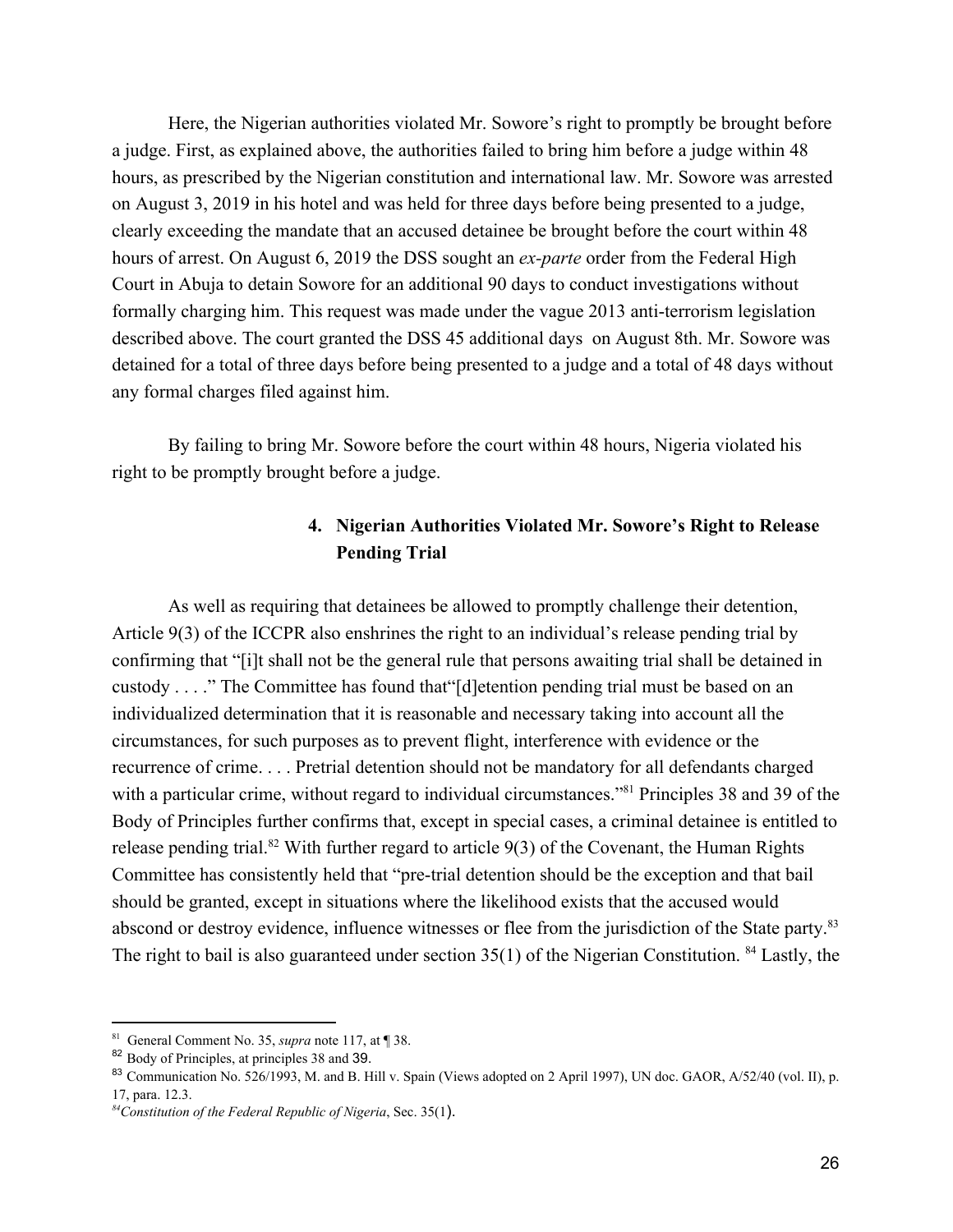Here, the Nigerian authorities violated Mr. Sowore's right to promptly be brought before a judge. First, as explained above, the authorities failed to bring him before a judge within 48 hours, as prescribed by the Nigerian constitution and international law. Mr. Sowore was arrested on August 3, 2019 in his hotel and was held for three days before being presented to a judge, clearly exceeding the mandate that an accused detainee be brought before the court within 48 hours of arrest. On August 6, 2019 the DSS sought an *ex-parte* order from the Federal High Court in Abuja to detain Sowore for an additional 90 days to conduct investigations without formally charging him. This request was made under the vague 2013 anti-terrorism legislation described above. The court granted the DSS 45 additional days on August 8th. Mr. Sowore was detained for a total of three days before being presented to a judge and a total of 48 days without any formal charges filed against him.

By failing to bring Mr. Sowore before the court within 48 hours, Nigeria violated his right to be promptly brought before a judge.

### 4. Nigerian Authorities Violated Mr. Sowore's Right to Release Pending Trial

As well as requiring that detainees be allowed to promptly challenge their detention, Article 9(3) of the ICCPR also enshrines the right to an individual's release pending trial by confirming that "[i]t shall not be the general rule that persons awaiting trial shall be detained in custody . . . ." The Committee has found that"[d]etention pending trial must be based on an individualized determination that it is reasonable and necessary taking into account all the circumstances, for such purposes as to prevent flight, interference with evidence or the recurrence of crime. . . . Pretrial detention should not be mandatory for all defendants charged with a particular crime, without regard to individual circumstances."[81] Principles 38 and 39 of the Body of Principles further confirms that, except in special cases, a criminal detainee is entitled to release pending trial.[82] With further regard to article 9(3) of the Covenant, the Human Rights Committee has consistently held that "pre-trial detention should be the exception and that bail should be granted, except in situations where the likelihood exists that the accused would abscond or destroy evidence, influence witnesses or flee from the jurisdiction of the State party.[83] The right to bail is also guaranteed under section 35(1) of the Nigerian Constitution. [84] Lastly, the

---

[81] General Comment No. 35, *supra* note 117, at ¶ 38.

[82] Body of Principles, at principles 38 and 39.

[83] Communication No. 526/1993, M. and B. Hill v. Spain (Views adopted on 2 April 1997), UN doc. GAOR, A/52/40 (vol. II), p. 17, para. 12.3.

[84] *Constitution of the Federal Republic of Nigeria*, Sec. 35(1).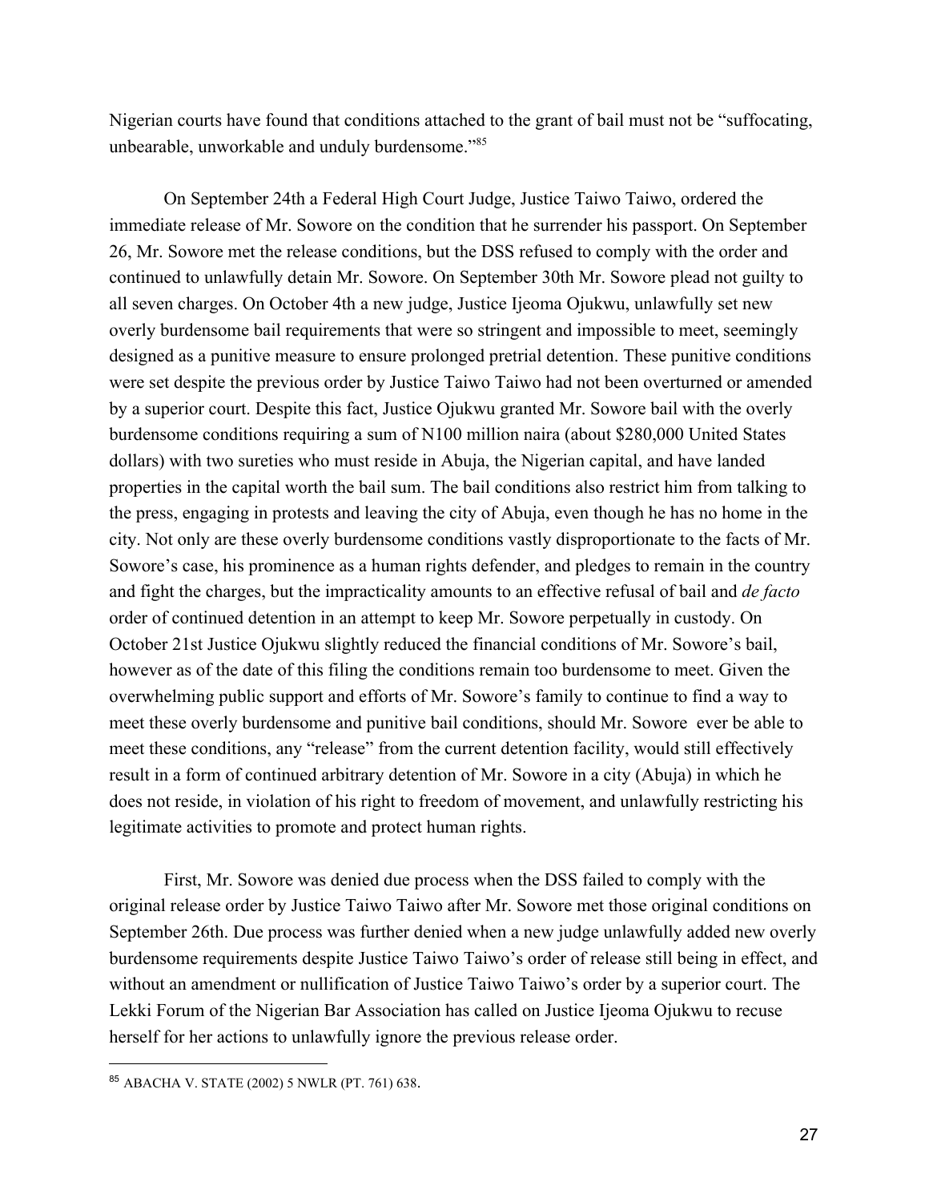Nigerian courts have found that conditions attached to the grant of bail must not be "suffocating, unbearable, unworkable and unduly burdensome."[85]

On September 24th a Federal High Court Judge, Justice Taiwo Taiwo, ordered the immediate release of Mr. Sowore on the condition that he surrender his passport. On September 26, Mr. Sowore met the release conditions, but the DSS refused to comply with the order and continued to unlawfully detain Mr. Sowore. On September 30th Mr. Sowore plead not guilty to all seven charges. On October 4th a new judge, Justice Ijeoma Ojukwu, unlawfully set new overly burdensome bail requirements that were so stringent and impossible to meet, seemingly designed as a punitive measure to ensure prolonged pretrial detention. These punitive conditions were set despite the previous order by Justice Taiwo Taiwo had not been overturned or amended by a superior court. Despite this fact, Justice Ojukwu granted Mr. Sowore bail with the overly burdensome conditions requiring a sum of N100 million naira (about $280,000 United States dollars) with two sureties who must reside in Abuja, the Nigerian capital, and have landed properties in the capital worth the bail sum. The bail conditions also restrict him from talking to the press, engaging in protests and leaving the city of Abuja, even though he has no home in the city. Not only are these overly burdensome conditions vastly disproportionate to the facts of Mr. Sowore's case, his prominence as a human rights defender, and pledges to remain in the country and fight the charges, but the impracticality amounts to an effective refusal of bail and *de facto* order of continued detention in an attempt to keep Mr. Sowore perpetually in custody. On October 21st Justice Ojukwu slightly reduced the financial conditions of Mr. Sowore's bail, however as of the date of this filing the conditions remain too burdensome to meet. Given the overwhelming public support and efforts of Mr. Sowore's family to continue to find a way to meet these overly burdensome and punitive bail conditions, should Mr. Sowore ever be able to meet these conditions, any "release" from the current detention facility, would still effectively result in a form of continued arbitrary detention of Mr. Sowore in a city (Abuja) in which he does not reside, in violation of his right to freedom of movement, and unlawfully restricting his legitimate activities to promote and protect human rights.

First, Mr. Sowore was denied due process when the DSS failed to comply with the original release order by Justice Taiwo Taiwo after Mr. Sowore met those original conditions on September 26th. Due process was further denied when a new judge unlawfully added new overly burdensome requirements despite Justice Taiwo Taiwo's order of release still being in effect, and without an amendment or nullification of Justice Taiwo Taiwo's order by a superior court. The Lekki Forum of the Nigerian Bar Association has called on Justice Ijeoma Ojukwu to recuse herself for her actions to unlawfully ignore the previous release order.

---

[85] ABACHA V. STATE (2002) 5 NWLR (PT. 761) 638.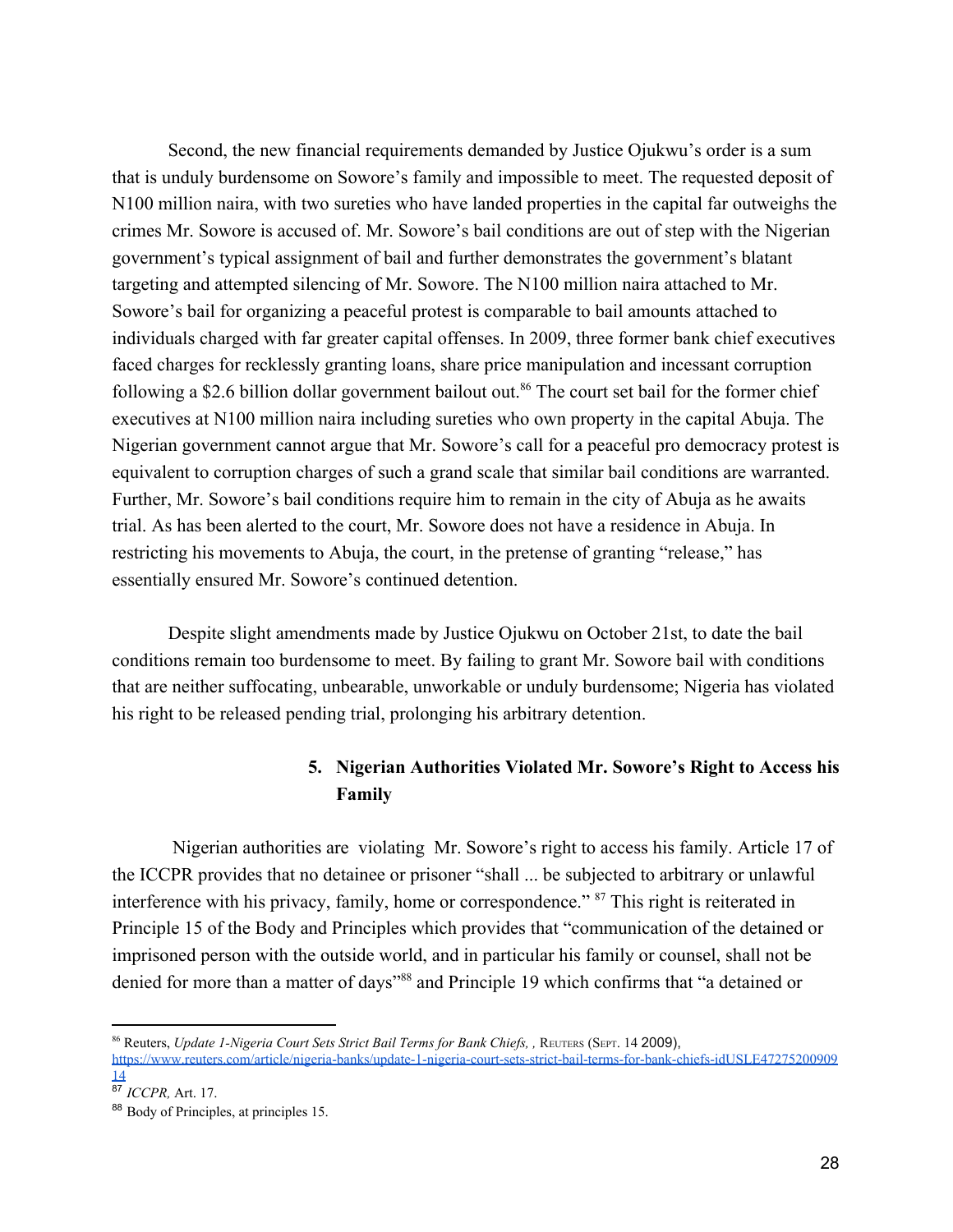Second, the new financial requirements demanded by Justice Ojukwu's order is a sum that is unduly burdensome on Sowore's family and impossible to meet. The requested deposit of N100 million naira, with two sureties who have landed properties in the capital far outweighs the crimes Mr. Sowore is accused of. Mr. Sowore's bail conditions are out of step with the Nigerian government's typical assignment of bail and further demonstrates the government's blatant targeting and attempted silencing of Mr. Sowore. The N100 million naira attached to Mr. Sowore's bail for organizing a peaceful protest is comparable to bail amounts attached to individuals charged with far greater capital offenses. In 2009, three former bank chief executives faced charges for recklessly granting loans, share price manipulation and incessant corruption following a $2.6 billion dollar government bailout out.[86] The court set bail for the former chief executives at N100 million naira including sureties who own property in the capital Abuja. The Nigerian government cannot argue that Mr. Sowore's call for a peaceful pro democracy protest is equivalent to corruption charges of such a grand scale that similar bail conditions are warranted. Further, Mr. Sowore's bail conditions require him to remain in the city of Abuja as he awaits trial. As has been alerted to the court, Mr. Sowore does not have a residence in Abuja. In restricting his movements to Abuja, the court, in the pretense of granting "release," has essentially ensured Mr. Sowore's continued detention.

Despite slight amendments made by Justice Ojukwu on October 21st, to date the bail conditions remain too burdensome to meet. By failing to grant Mr. Sowore bail with conditions that are neither suffocating, unbearable, unworkable or unduly burdensome; Nigeria has violated his right to be released pending trial, prolonging his arbitrary detention.

### 5. Nigerian Authorities Violated Mr. Sowore's Right to Access his Family

Nigerian authorities are violating Mr. Sowore's right to access his family. Article 17 of the ICCPR provides that no detainee or prisoner "shall ... be subjected to arbitrary or unlawful interference with his privacy, family, home or correspondence."[87] This right is reiterated in Principle 15 of the Body and Principles which provides that "communication of the detained or imprisoned person with the outside world, and in particular his family or counsel, shall not be denied for more than a matter of days"[88] and Principle 19 which confirms that "a detained or

---

[86] Reuters, *Update 1-Nigeria Court Sets Strict Bail Terms for Bank Chiefs,* , Reuters (Sept. 14 2009), https://www.reuters.com/article/nigeria-banks/update-1-nigeria-court-sets-strict-bail-terms-for-bank-chiefs-idUSLE4727520090914

[87] *ICCPR,* Art. 17.

[88] Body of Principles, at principles 15.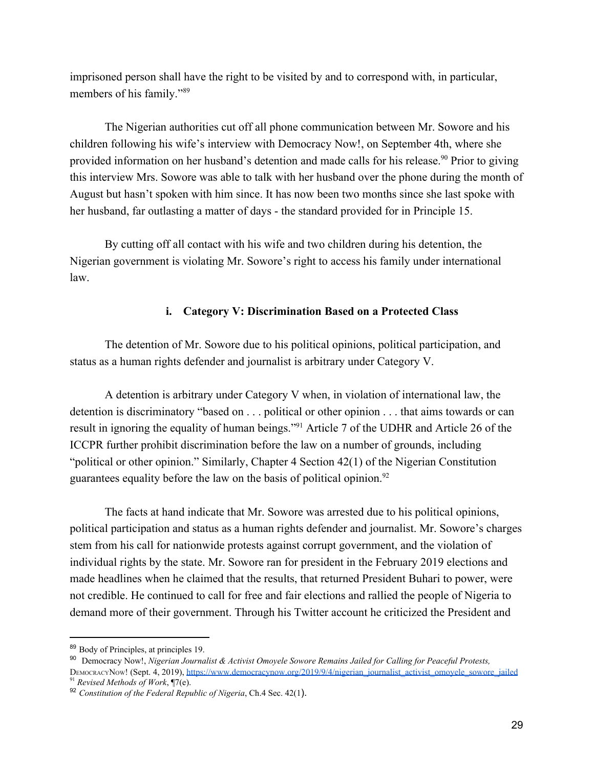imprisoned person shall have the right to be visited by and to correspond with, in particular, members of his family."[89]

The Nigerian authorities cut off all phone communication between Mr. Sowore and his children following his wife's interview with Democracy Now!, on September 4th, where she provided information on her husband's detention and made calls for his release.[90] Prior to giving this interview Mrs. Sowore was able to talk with her husband over the phone during the month of August but hasn't spoken with him since. It has now been two months since she last spoke with her husband, far outlasting a matter of days - the standard provided for in Principle 15.

By cutting off all contact with his wife and two children during his detention, the Nigerian government is violating Mr. Sowore's right to access his family under international law.

### i. Category V: Discrimination Based on a Protected Class

The detention of Mr. Sowore due to his political opinions, political participation, and status as a human rights defender and journalist is arbitrary under Category V.

A detention is arbitrary under Category V when, in violation of international law, the detention is discriminatory "based on . . . political or other opinion . . . that aims towards or can result in ignoring the equality of human beings."[91] Article 7 of the UDHR and Article 26 of the ICCPR further prohibit discrimination before the law on a number of grounds, including "political or other opinion." Similarly, Chapter 4 Section 42(1) of the Nigerian Constitution guarantees equality before the law on the basis of political opinion.[92]

The facts at hand indicate that Mr. Sowore was arrested due to his political opinions, political participation and status as a human rights defender and journalist. Mr. Sowore's charges stem from his call for nationwide protests against corrupt government, and the violation of individual rights by the state. Mr. Sowore ran for president in the February 2019 elections and made headlines when he claimed that the results, that returned President Buhari to power, were not credible. He continued to call for free and fair elections and rallied the people of Nigeria to demand more of their government. Through his Twitter account he criticized the President and

---

[89] Body of Principles, at principles 19.

[90] Democracy Now!, *Nigerian Journalist & Activist Omoyele Sowore Remains Jailed for Calling for Peaceful Protests,* DemocracyNow! (Sept. 4, 2019), https://www.democracynow.org/2019/9/4/nigerian_journalist_activist_omoyele_sowore_jailed

[91] *Revised Methods of Work*, ¶7(e).

[92] *Constitution of the Federal Republic of Nigeria*, Ch.4 Sec. 42(1).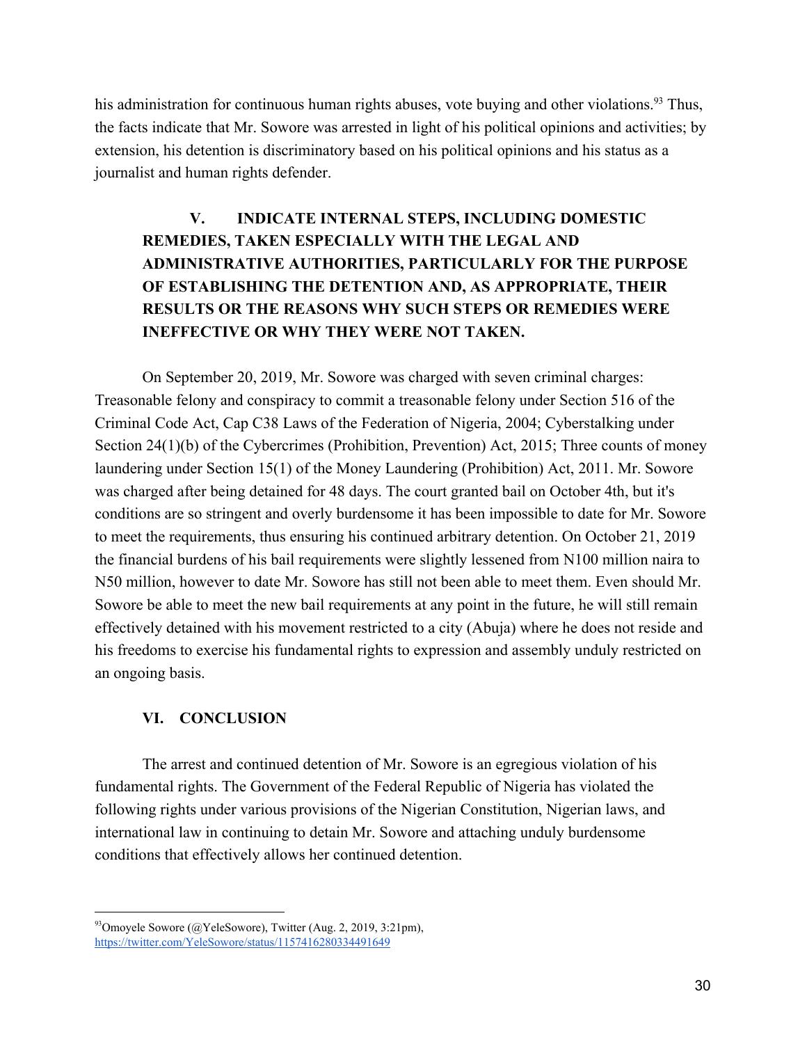his administration for continuous human rights abuses, vote buying and other violations.[93] Thus, the facts indicate that Mr. Sowore was arrested in light of his political opinions and activities; by extension, his detention is discriminatory based on his political opinions and his status as a journalist and human rights defender.

## V. INDICATE INTERNAL STEPS, INCLUDING DOMESTIC REMEDIES, TAKEN ESPECIALLY WITH THE LEGAL AND ADMINISTRATIVE AUTHORITIES, PARTICULARLY FOR THE PURPOSE OF ESTABLISHING THE DETENTION AND, AS APPROPRIATE, THEIR RESULTS OR THE REASONS WHY SUCH STEPS OR REMEDIES WERE INEFFECTIVE OR WHY THEY WERE NOT TAKEN.

On September 20, 2019, Mr. Sowore was charged with seven criminal charges: Treasonable felony and conspiracy to commit a treasonable felony under Section 516 of the Criminal Code Act, Cap C38 Laws of the Federation of Nigeria, 2004; Cyberstalking under Section 24(1)(b) of the Cybercrimes (Prohibition, Prevention) Act, 2015; Three counts of money laundering under Section 15(1) of the Money Laundering (Prohibition) Act, 2011. Mr. Sowore was charged after being detained for 48 days. The court granted bail on October 4th, but it's conditions are so stringent and overly burdensome it has been impossible to date for Mr. Sowore to meet the requirements, thus ensuring his continued arbitrary detention. On October 21, 2019 the financial burdens of his bail requirements were slightly lessened from N100 million naira to N50 million, however to date Mr. Sowore has still not been able to meet them. Even should Mr. Sowore be able to meet the new bail requirements at any point in the future, he will still remain effectively detained with his movement restricted to a city (Abuja) where he does not reside and his freedoms to exercise his fundamental rights to expression and assembly unduly restricted on an ongoing basis.

## VI. CONCLUSION

The arrest and continued detention of Mr. Sowore is an egregious violation of his fundamental rights. The Government of the Federal Republic of Nigeria has violated the following rights under various provisions of the Nigerian Constitution, Nigerian laws, and international law in continuing to detain Mr. Sowore and attaching unduly burdensome conditions that effectively allows her continued detention.

---

[93] Omoyele Sowore (@YeleSowore), Twitter (Aug. 2, 2019, 3:21pm), https://twitter.com/YeleSowore/status/1157416280334491649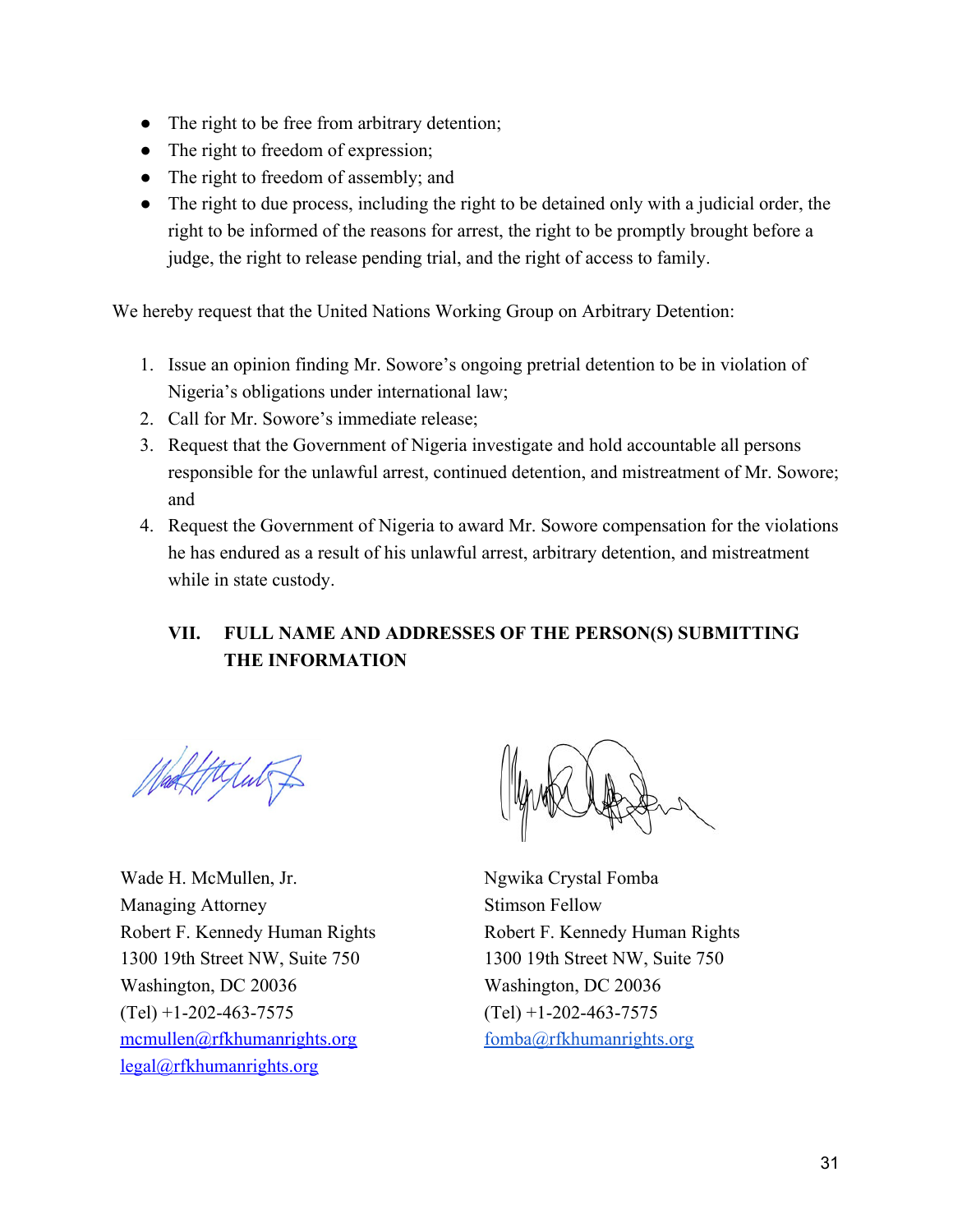- The right to be free from arbitrary detention;
- The right to freedom of expression;
- The right to freedom of assembly; and
- The right to due process, including the right to be detained only with a judicial order, the right to be informed of the reasons for arrest, the right to be promptly brought before a judge, the right to release pending trial, and the right of access to family.

We hereby request that the United Nations Working Group on Arbitrary Detention:

1. Issue an opinion finding Mr. Sowore's ongoing pretrial detention to be in violation of Nigeria's obligations under international law;
2. Call for Mr. Sowore's immediate release;
3. Request that the Government of Nigeria investigate and hold accountable all persons responsible for the unlawful arrest, continued detention, and mistreatment of Mr. Sowore; and
4. Request the Government of Nigeria to award Mr. Sowore compensation for the violations he has endured as a result of his unlawful arrest, arbitrary detention, and mistreatment while in state custody.

## VII. FULL NAME AND ADDRESSES OF THE PERSON(S) SUBMITTING THE INFORMATION

Wade H. McMullen, Jr.
Managing Attorney
Robert F. Kennedy Human Rights
1300 19th Street NW, Suite 750
Washington, DC 20036
(Tel) +1-202-463-7575
mcmullen@rfkhumanrights.org
legal@rfkhumanrights.org

Ngwika Crystal Fomba
Stimson Fellow
Robert F. Kennedy Human Rights
1300 19th Street NW, Suite 750
Washington, DC 20036
(Tel) +1-202-463-7575
fomba@rfkhumanrights.org